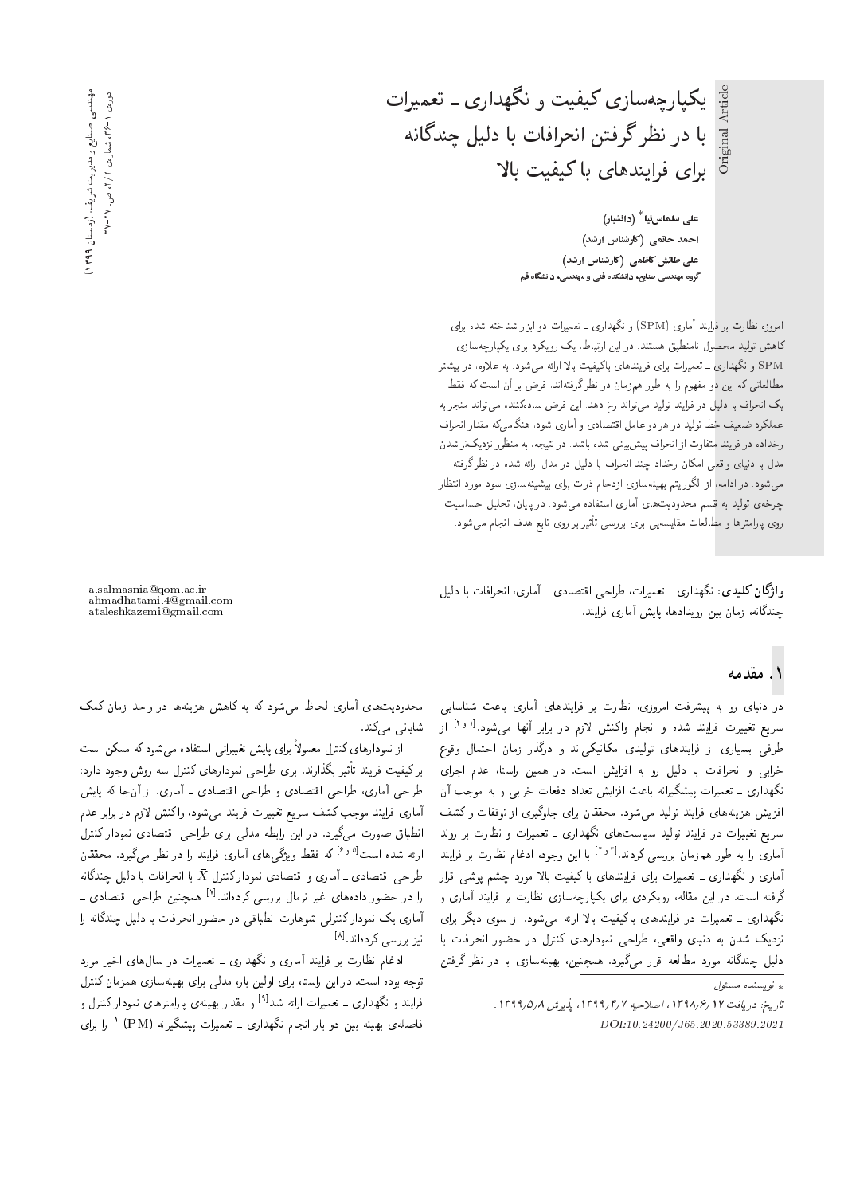# یکپارچه‌سازی کیفیت و نگهداری ـ تعمیرات با در نظر گرفتن انحرافات با دلیل چندگانه برای فرایندهای با کیفیت بالا

Original Article

**علی سلماس‌نیا** * (دانشیار)
**احمد حاتمی** (کارشناس ارشد)
**علی طالش کاظمی** (کارشناس ارشد)
گروه مهندسی صنایع، دانشکده فنی و مهندسی، دانشگاه قم

امروزه نظارت بر فرایند آماری (SPM) و نگهداری ـ تعمیرات دو ابزار شناخته شده برای کاهش تولید محصول نامنطبق هستند. در این ارتباط، یک رویکرد برای یکپارچه‌سازی SPM و نگهداری ـ تعمیرات برای فرایندهای باکیفیت بالا ارائه می‌شود. به علاوه، در بیشتر مطالعاتی که این دو مفهوم را به طور هم‌زمان در نظرگرفته‌اند، فرض بر آن است که فقط یک انحراف با دلیل در فرایند تولید می‌تواند رخ دهد. این فرض ساده‌کننده می‌تواند منجر به عملکرد ضعیف خط تولید در هر دو عامل اقتصادی و آماری شود، هنگامی‌که مقدار انحراف رخداده در فرایند متفاوت از انحراف پیش‌بینی شده باشد. در نتیجه، به منظور نزدیک‌تر شدن مدل با دنیای واقعی امکان رخداد چند انحراف با دلیل در مدل ارائه شده در نظرگرفته می‌شود. در ادامه، از الگوریتم بهینه‌سازی ازدحام ذرات برای بیشینه‌سازی سود مورد انتظار چرخه‌ی تولید به قسم محدودیت‌های آماری استفاده می‌شود. در پایان، تحلیل حساسیت روی پارامترها و مطالعات مقایسه‌یی برای بررسی تأثیر بر روی تابع هدف انجام می‌شود.

**واژگان کلیدی:** نگهداری ـ تعمیرات، طراحی اقتصادی ـ آماری، انحرافات با دلیل چندگانه، زمان بین رویدادها، پایش آماری فرایند.

a.salmasnia@qom.ac.ir
ahmadhatami.4@gmail.com
ataleshkazemi@gmail.com

## ۱. مقدمه

در دنیای رو به پیشرفت امروزی، نظارت بر فرایندهای آماری باعث شناسایی سریع تغییرات فرایند شده و انجام واکنش لازم در برابر آنها می‌شود.[۱ و ۲] از طرفی بسیاری از فرایندهای تولیدی مکانیکی‌اند و درگذر زمان احتمال وقوع خرابی و انحرافات با دلیل رو به افزایش است. در همین راستا، عدم اجرای نگهداری ـ تعمیرات پیشگیرانه باعث افزایش تعداد دفعات خرابی و به موجب آن افزایش هزینه‌های فرایند تولید می‌شود. محققان برای جلوگیری از توقفات و کشف سریع تغییرات در فرایند تولید سیاست‌های نگهداری ـ تعمیرات و نظارت بر روند آماری را به طور هم‌زمان بررسی کردند.[۳ و ۴] با این وجود، ادغام نظارت بر فرایند آماری و نگهداری ـ تعمیرات برای فرایندهای با کیفیت بالا مورد چشم پوشی قرار گرفته است. در این مقاله، رویکردی برای یکپارچه‌سازی نظارت بر فرایند آماری و نگهداری ـ تعمیرات در فرایندهای باکیفیت بالا ارائه می‌شود. از سوی دیگر برای نزدیک شدن به دنیای واقعی، طراحی نمودارهای کنترل در حضور انحرافات با دلیل چندگانه مورد مطالعه قرار می‌گیرد. همچنین، بهینه‌سازی با در نظر گرفتن محدودیت‌های آماری لحاظ می‌شود که به کاهش هزینه‌ها در واحد زمان کمک شایانی می‌کند.

از نمودارهای کنترل معمولاً برای پایش تغییراتی استفاده می‌شود که ممکن است بر کیفیت فرایند تأثیر بگذارند. برای طراحی نمودارهای کنترل سه روش وجود دارد: طراحی آماری، طراحی اقتصادی و طراحی اقتصادی ـ آماری. از آنجا که پایش آماری فرایند موجب کشف سریع تغییرات فرایند می‌شود، واکنش لازم در برابر عدم انطباق صورت می‌گیرد. در این رابطه مدلی برای طراحی اقتصادی نمودار کنترل ارائه شده است[۵ و ۶] که فقط ویژگی‌های آماری فرایند را در نظر می‌گیرد. محققان طراحی اقتصادی ـ آماری و اقتصادی نمودار کنترل $\bar{X}$ با انحرافات با دلیل چندگانه را در حضور داده‌های غیر نرمال بررسی کرده‌اند.[۷] همچنین طراحی اقتصادی ـ آماری یک نمودار کنترلی شوهارت انطباقی در حضور انحرافات با دلیل چندگانه را نیز بررسی کرده‌اند.[۸]

ادغام نظارت بر فرایند آماری و نگهداری ـ تعمیرات در سال‌های اخیر مورد توجه بوده است. در این راستا، برای اولین بار، مدلی برای بهینه‌سازی همزمان کنترل فرایند و نگهداری ـ تعمیرات ارائه شد[۹] و مقدار بهینه‌ی پارامترهای نمودار کنترل و فاصله‌ی بهینه بین دو بار انجام نگهداری ـ تعمیرات پیشگیرانه (PM) [۱] را برای

\* نویسنده مسئول

تاریخ: دریافت ۱۳۹۸/۶/۱۷، اصلاحیه ۱۳۹۹/۴/۷، پذیرش ۱۳۹۹/۵/۸.
DOI:10.24200/J65.2020.53389.2021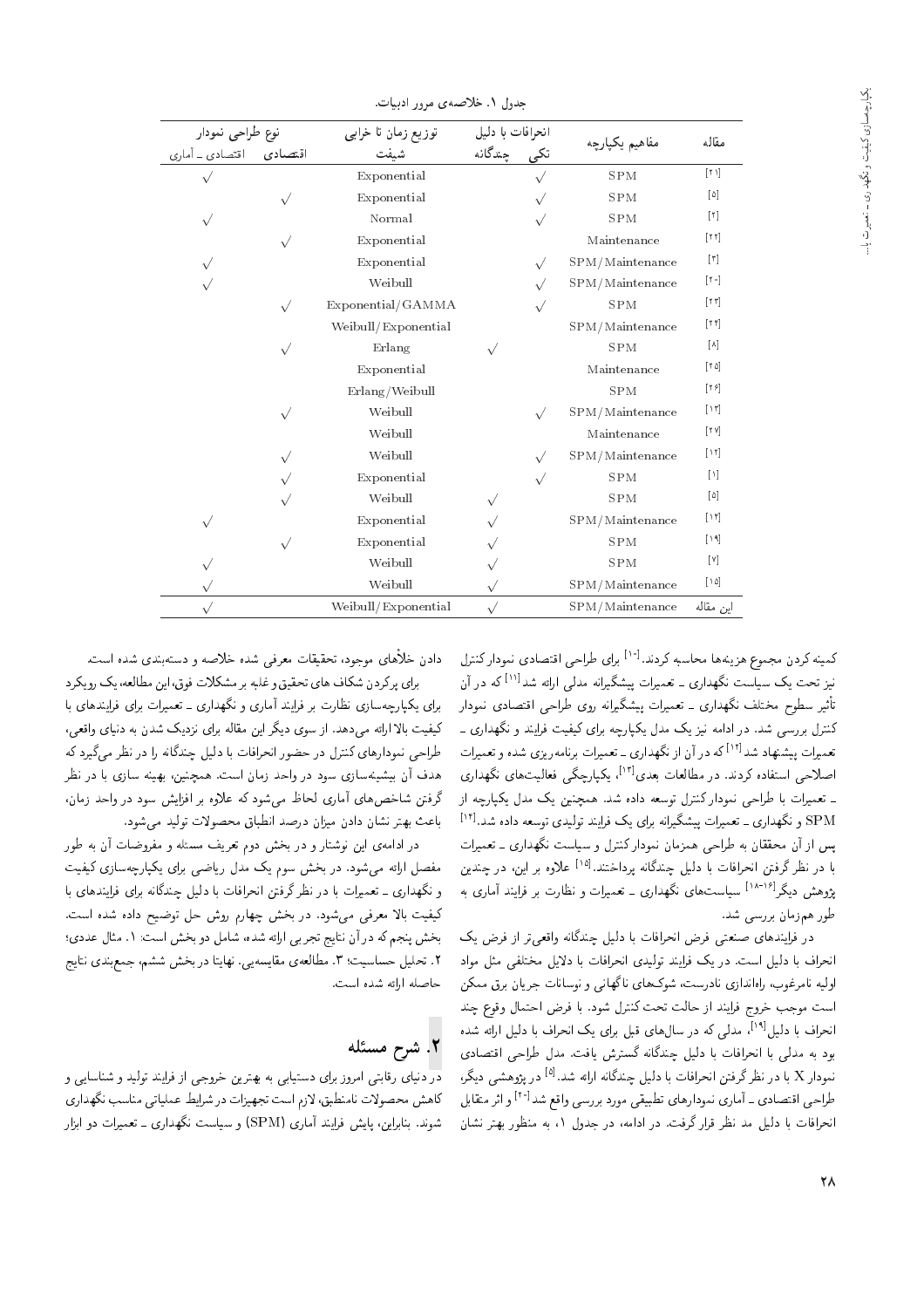جدول ۱. خلاصه‌ی مرور ادبیات.

| مقاله | مفاهیم یکپارچه | انحرافات با دلیل | | توزیع زمان تا خرابی شیفت | نوع طراحی نمودار | |
|---|---|---|---|---|---|---|
| | | تکی | چندگانه | | اقتصادی | اقتصادی ـ آماری |
| [۲۱] | SPM | ✓ | | Exponential | | ✓ |
| [۵] | SPM | ✓ | | Exponential | ✓ | |
| [۲] | SPM | ✓ | | Normal | | ✓ |
| [۲۲] | Maintenance | | | Exponential | ✓ | |
| [۳] | SPM/Maintenance | ✓ | | Exponential | | ✓ |
| [۲۰] | SPM/Maintenance | ✓ | | Weibull | | ✓ |
| [۲۳] | SPM | ✓ | | Exponential/GAMMA | ✓ | |
| [۲۴] | SPM/Maintenance | | | Weibull/Exponential | | |
| [۸] | SPM | | ✓ | Erlang | ✓ | |
| [۲۵] | Maintenance | | | Exponential | | |
| [۲۶] | SPM | | | Erlang/Weibull | | |
| [۱۳] | SPM/Maintenance | ✓ | | Weibull | ✓ | |
| [۲۷] | Maintenance | | | Weibull | | |
| [۱۲] | SPM/Maintenance | ✓ | | Weibull | ✓ | |
| [۱] | SPM | ✓ | | Exponential | ✓ | |
| [۵] | SPM | | ✓ | Weibull | ✓ | |
| [۱۴] | SPM/Maintenance | | ✓ | Exponential | | ✓ |
| [۱۹] | SPM | | ✓ | Exponential | ✓ | |
| [۷] | SPM | | ✓ | Weibull | | ✓ |
| [۱۵] | SPM/Maintenance | | ✓ | Weibull | | ✓ |
| این مقاله | SPM/Maintenance | | ✓ | Weibull/Exponential | | ✓ |

کمینه کردن مجموع هزینه‌ها محاسبه کردند.[۱۰] برای طراحی اقتصادی نمودار کنترل نیز تحت یک سیاست نگهداری ـ تعمیرات پیشگیرانه مدلی ارائه شد[۱۱] که در آن تأثیر سطوح مختلف نگهداری ـ تعمیرات پیشگیرانه روی طراحی اقتصادی نمودار کنترل بررسی شد. در ادامه نیز یک مدل یکپارچه برای کیفیت فرایند و نگهداری ـ تعمیرات پیشنهاد شد[۱۲] که در آن از نگهداری ـ تعمیرات برنامه‌ریزی شده و تعمیرات اصلاحی استفاده کردند. در مطالعات بعدی[۱۳]، یکپارچگی فعالیت‌های نگهداری ـ تعمیرات با طراحی نمودار کنترل توسعه داده شد. همچنین یک مدل یکپارچه از SPM و نگهداری ـ تعمیرات پیشگیرانه برای یک فرایند تولیدی توسعه داده شد.[۱۴] پس از آن محققان به طراحی همزمان نمودار کنترل و سیاست نگهداری ـ تعمیرات با در نظر گرفتن انحرافات با دلیل چندگانه پرداختند.[۱۵] علاوه بر این، در چندین پژوهش دیگر[۱۶-۱۸] سیاست‌های نگهداری ـ تعمیرات و نظارت بر فرایند آماری به طور هم‌زمان بررسی شد.

در فرایندهای صنعتی فرض انحرافات با دلیل چندگانه واقعی‌تر از فرض یک انحراف با دلیل است. در یک فرایند تولیدی انحرافات با دلایل مختلفی مثل مواد اولیه نامرغوب، راه‌اندازی نادرست، شوک‌های ناگهانی و نوسانات جریان برق ممکن است موجب خروج فرایند از حالت تحت کنترل شود. با فرض احتمال وقوع چند انحراف با دلیل[۱۹]، مدلی که در سال‌های قبل برای یک انحراف با دلیل ارائه شده بود به مدلی با انحرافات با دلیل چندگانه گسترش یافت. مدل طراحی اقتصادی نمودار X با در نظر گرفتن انحرافات با دلیل چندگانه ارائه شد.[۵] در پژوهشی دیگر، طراحی اقتصادی ـ آماری نمودارهای تطبیقی مورد بررسی واقع شد[۲۰] و اثر متقابل انحرافات با دلیل مد نظر قرار گرفت. در ادامه، در جدول ۱، به منظور بهتر نشان دادن خلأهای موجود، تحقیقات معرفی شده خلاصه و دسته‌بندی شده است.

برای پرکردن شکاف‌های تحقیق و غلبه بر مشکلات فوق، این مطالعه، یک رویکرد برای یکپارچه‌سازی نظارت بر فرایند آماری و نگهداری ـ تعمیرات برای فرایندهای با کیفیت بالا ارائه می‌دهد. از سوی دیگر این مقاله برای نزدیک شدن به دنیای واقعی، طراحی نمودارهای کنترل در حضور انحرافات با دلیل چندگانه را در نظر می‌گیرد که هدف آن بیشینه‌سازی سود در واحد زمان است. همچنین، بهینه سازی با در نظر گرفتن شاخص‌های آماری لحاظ می‌شود که علاوه بر افزایش سود در واحد زمان، باعث بهتر نشان دادن میزان درصد انطباق محصولات تولید می‌شود.

در ادامه‌ی این نوشتار و در بخش دوم تعریف مسئله و مفروضات آن به طور مفصل ارائه می‌شود. در بخش سوم یک مدل ریاضی برای یکپارچه‌سازی کیفیت و نگهداری ـ تعمیرات با در نظر گرفتن انحرافات با دلیل چندگانه برای فرایندهای با کیفیت بالا معرفی می‌شود. در بخش چهارم روش حل توضیح داده شده است. بخش پنجم که در آن نتایج تجربی ارائه شده، شامل دو بخش است: ۱. مثال عددی؛ ۲. تحلیل حساسیت؛ ۳. مطالعه‌ی مقایسه‌یی. نهایتاً در بخش ششم، جمع‌بندی نتایج حاصله ارائه شده است.

## ۲. شرح مسئله

در دنیای رقابتی امروز برای دستیابی به بهترین خروجی از فرایند تولید و شناسایی و کاهش محصولات نامنطبق، لازم است تجهیزات در شرایط عملیاتی مناسب نگهداری شوند. بنابراین، پایش فرایند آماری (SPM) و سیاست نگهداری ـ تعمیرات دو ابزار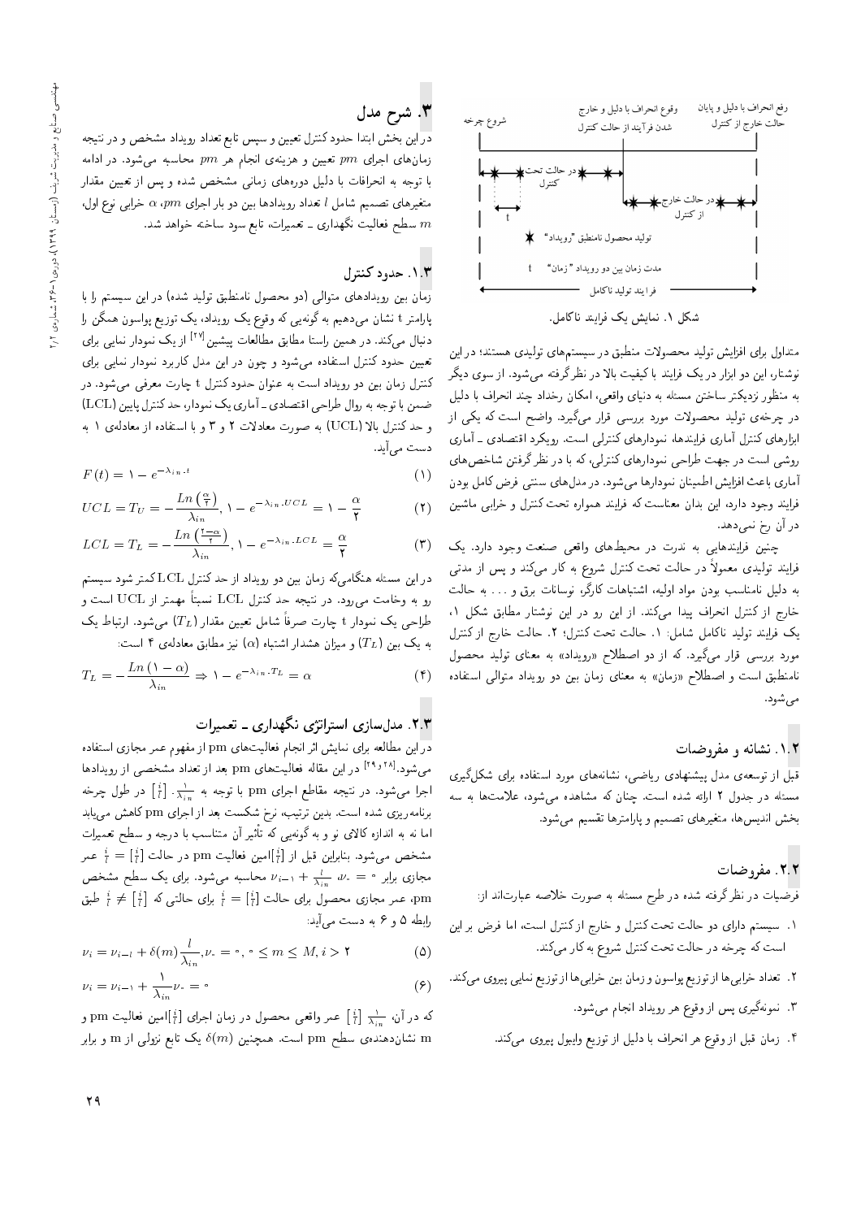## ۳. شرح مدل

در این بخش ابتدا حدود کنترل تعیین و سپس تابع تعداد رویداد مشخص و در نتیجه زمان‌های اجرای $pm$ تعیین و هزینه‌ی انجام هر $pm$ محاسبه می‌شود. در ادامه با توجه به انحرافات با دلیل دوره‌های زمانی مشخص شده و پس از تعیین مقدار متغیرهای تصمیم شامل $l$ تعداد رویدادها بین دو بار اجرای $pm$، $\alpha$ خرابی نوع اول، $m$ سطح فعالیت نگهداری ـ تعمیرات، تابع سود ساخته خواهد شد.

### ۱.۳. حدود کنترل

زمان بین رویدادهای متوالی (دو محصول نامنطبق تولید شده) در این سیستم را با پارامتر t نشان می‌دهیم به گونه‌یی که وقوع یک رویداد، یک توزیع پواسون همگن را دنبال می‌کند. در همین راستا مطابق مطالعات پیشین[۲۷] از یک نمودار نمایی برای تعیین حدود کنترل استفاده می‌شود و چون در این مدل کاربرد نمودار نمایی برای کنترل زمان بین دو رویداد است به عنوان حدود کنترل t چارت معرفی می‌شود. در ضمن با توجه به روال طراحی اقتصادی ـ آماری یک نمودار، حد کنترل پایین (LCL) و حد کنترل بالا (UCL) به صورت معادلات ۲ و ۳ و با استفاده از معادله‌ی ۱ به دست می‌آید.

$$F(t) = 1 - e^{-\lambda_{in} \cdot t} \quad (1)$$

$$UCL = T_U = -\frac{Ln\left(\frac{\alpha}{2}\right)}{\lambda_{in}}, 1 - e^{-\lambda_{in} \cdot UCL} = 1 - \frac{\alpha}{2} \quad (2)$$

$$LCL = T_L = -\frac{Ln\left(\frac{2-\alpha}{2}\right)}{\lambda_{in}}, 1 - e^{-\lambda_{in} \cdot LCL} = \frac{\alpha}{2} \quad (3)$$

در این مسئله هنگامی‌که زمان بین دو رویداد از حد کنترل LCL کم‌تر شود سیستم رو به وخامت می‌رود. در نتیجه حد کنترل LCL نسبتاً مهم‌تر از UCL است و طراحی یک نمودار t چارت صرفاً شامل تعیین مقدار ($T_L$) می‌شود. ارتباط یک به یک بین ($T_L$) و میزان هشدار اشتباه ($\alpha$) نیز مطابق معادله‌ی ۴ است:

$$T_L = -\frac{Ln(1-\alpha)}{\lambda_{in}} \Rightarrow 1 - e^{-\lambda_{in} \cdot T_L} = \alpha \quad (4)$$

### ۲.۳. مدل‌سازی استراتژی نگهداری ـ تعمیرات

در این مطالعه برای نمایش اثر انجام فعالیت‌های pm از مفهوم عمر مجازی استفاده می‌شود.[۲۸ و ۲۹] در این مقاله فعالیت‌های pm بعد از تعداد مشخصی از رویدادها اجرا می‌شود. در نتیجه مقاطع اجرای pm با توجه به $\frac{1}{\lambda_{in}} \cdot \left[\frac{i}{l}\right]$ در طول چرخه برنامه‌ریزی شده است. بدین ترتیب، نرخ شکست بعد از اجرای pm کاهش می‌یابد اما نه به اندازه کالای نو و به گونه‌یی که تأثیر آن متناسب با درجه و سطح تعمیرات مشخص می‌شود. بنابراین قبل از $\left[\frac{i}{l}\right]$امین فعالیت pm در حالت $\left[\frac{i}{l}\right] = \frac{i}{l}$ عمر مجازی برابر $\nu_0 = 0$، $\nu_i = \nu_{i-1} + \frac{l}{\lambda_{in}}$ محاسبه می‌شود. برای یک سطح مشخص pm، عمر مجازی محصول برای حالت $\left[\frac{i}{l}\right] = \frac{i}{l}$ برای حالتی که $\left[\frac{i}{l}\right] \neq \frac{i}{l}$ طبق رابطه ۵ و ۶ به دست می‌آید:

$$\nu_i = \nu_{i-l} + \delta(m)\frac{l}{\lambda_{in}}, \nu_0 = 0, 0 \leq m \leq M, i > 2 \quad (5)$$

$$\nu_i = \nu_{i-1} + \frac{1}{\lambda_{in}}\nu_0 = 0 \quad (6)$$

که در آن، $\frac{1}{\lambda_{in}}\left[\frac{i}{l}\right]$ عمر واقعی محصول در زمان اجرای $\left[\frac{i}{l}\right]$امین فعالیت pm و m نشان‌دهنده‌ی سطح pm است. همچنین $\delta(m)$ یک تابع نزولی از m و برابر

متداول برای افزایش تولید محصولات منطبق در سیستم‌های تولیدی هستند؛ در این نوشتار، این دو ابزار در یک فرایند با کیفیت بالا در نظر گرفته می‌شود. از سوی دیگر به منظور نزدیکتر ساختن مسئله به دنیای واقعی، امکان رخداد چند انحراف با دلیل در چرخه‌ی تولید محصولات مورد بررسی قرار می‌گیرد. واضح است که یکی از ابزارهای کنترل آماری فرایندها، نمودارهای کنترلی است. رویکرد اقتصادی ـ آماری روشی است در جهت طراحی نمودارهای کنترلی، که با در نظر گرفتن شاخص‌های آماری باعث افزایش اطمینان نمودارها می‌شود. در مدل‌های سنتی فرض کامل بودن فرایند وجود دارد، این بدان معناست که فرایند همواره تحت کنترل و خرابی ماشین در آن رخ نمی‌دهد.

چنین فرایندهایی به ندرت در محیط‌های واقعی صنعت وجود دارد. یک فرایند تولیدی معمولاً در حالت تحت کنترل شروع به کار می‌کند و پس از مدتی به دلیل نامناسب بودن مواد اولیه، اشتباهات کارگر، نوسانات برق و ... به حالت خارج از کنترل انحراف پیدا می‌کند. از این رو در این نوشتار مطابق شکل ۱، یک فرایند تولید ناکامل شامل: ۱. حالت تحت کنترل؛ ۲. حالت خارج از کنترل مورد بررسی قرار می‌گیرد. که از دو اصطلاح «رویداد» به معنای تولید محصول نامنطبق است و اصطلاح «زمان» به معنای زمان بین دو رویداد متوالی استفاده می‌شود.

شکل ۱. نمایش یک فرایند ناکامل.

### ۱.۲. نشانه و مفروضات

قبل از توسعه‌ی مدل پیشنهادی ریاضی، نشانه‌های مورد استفاده برای شکل‌گیری مسئله در جدول ۲ ارائه شده است. چنان که مشاهده می‌شود، علامت‌ها به سه بخش اندیس‌ها، متغیرهای تصمیم و پارامترها تقسیم می‌شود.

### ۲.۲. مفروضات

فرضیات در نظر گرفته شده در طرح مسئله به صورت خلاصه عبارت‌اند از:

۱. سیستم دارای دو حالت تحت کنترل و خارج از کنترل است، اما فرض بر این است که چرخه در حالت تحت کنترل شروع به کار می‌کند.

۲. تعداد خرابی‌ها از توزیع پواسون و زمان بین خرابی‌ها از توزیع نمایی پیروی می‌کند.

۳. نمونه‌گیری پس از وقوع هر رویداد انجام می‌شود.

۴. زمان قبل از وقوع هر انحراف با دلیل از توزیع وایبول پیروی می‌کند.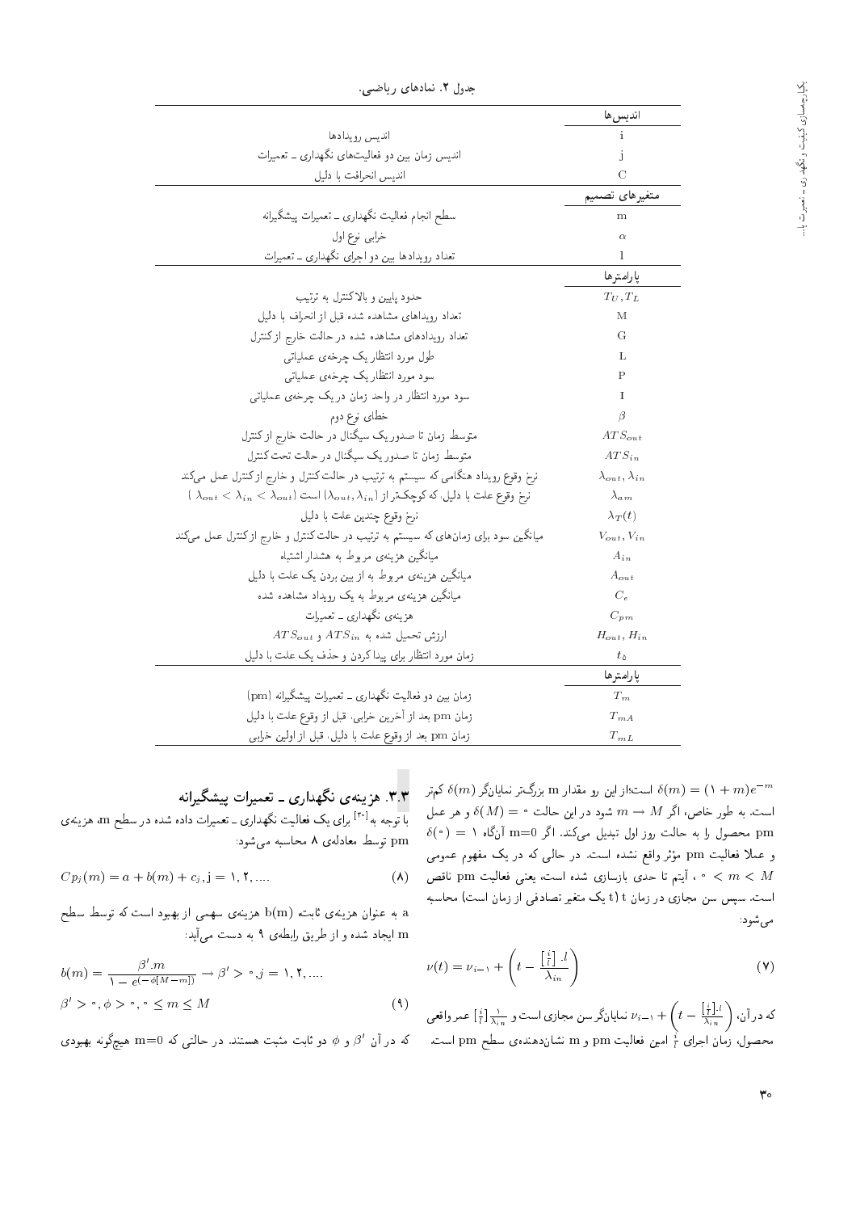جدول ۲. نمادهای ریاضی.

| | |
|---|---|
| **اندیس‌ها** | |
| i | اندیس رویدادها |
| j | اندیس زمان بین دو فعالیت‌های نگهداری ـ تعمیرات |
| C | اندیس انحرافت با دلیل |
| **متغیرهای تصمیم** | |
| m | سطح انجام فعالیت نگهداری ـ تعمیرات پیشگیرانه |
| $\alpha$ | خرابی نوع اول |
| l | تعداد رویدادها بین دو اجرای نگهداری ـ تعمیرات |
| **پارامترها** | |
| $T_U, T_L$ | حدود پایین و بالاکنترل به ترتیب |
| M | تعداد رویدادهای مشاهده شده قبل از انحراف با دلیل |
| G | تعداد رویدادهای مشاهده شده در حالت خارج ازکنترل |
| L | طول مورد انتظار یک چرخه‌ی عملیاتی |
| P | سود مورد انتظار یک چرخه‌ی عملیاتی |
| I | سود مورد انتظار در واحد زمان در یک چرخه‌ی عملیاتی |
| $\beta$ | خطای نوع دوم |
| $ATS_{out}$ | متوسط زمان تا صدور یک سیگنال در حالت خارج ازکنترل |
| $ATS_{in}$ | متوسط زمان تا صدور یک سیگنال در حالت تحت کنترل |
| $\lambda_{out}, \lambda_{in}$ | نرخ وقوع رویداد هنگامی که سیستم به ترتیب در حالت کنترل و خارج ازکنترل عمل می‌کند |
| $\lambda_{am}$ | نرخ وقوع علت با دلیل، که کوچک‌تر از $(\lambda_{out}, \lambda_{in})$ است ( $\lambda_{out} < \lambda_{in} < \lambda_{out}$ ) |
| $\lambda_T(t)$ | نرخ وقوع چندین علت با دلیل |
| $V_{out}, V_{in}$ | میانگین سود برای زمان‌هایی که سیستم به ترتیب در حالت کنترل و خارج ازکنترل عمل می‌کند |
| $A_{in}$ | میانگین هزینه‌ی مربوط به هشدار اشتباه |
| $A_{out}$ | میانگین هزینه‌ی مربوط به از بین بردن یک علت با دلیل |
| $C_e$ | میانگین هزینه‌ی مربوط به یک رویداد مشاهده شده |
| $C_{pm}$ | هزینه‌ی نگهداری ـ تعمیرات |
| $H_{out}, H_{in}$ | ارزش تحمیل شده به $ATS_{in}$ و $ATS_{out}$ |
| $t_5$ | زمان مورد انتظار برای پیدا کردن و حذف یک علت با دلیل |
| **پارامترها** | |
| $T_m$ | زمان بین دو فعالیت نگهداری ـ تعمیرات پیشگیرانه (pm) |
| $T_{mA}$ | زمان pm بعد از آخرین خرابی، قبل از وقوع علت با دلیل |
| $T_{mL}$ | زمان pm بعد از وقوع علت با دلیل، قبل از اولین خرابی |

$\delta(m) = (1+m)e^{-m}$ است؛از این رو مقدار m بزرگ‌تر نمایانگر $\delta(m)$ کم‌تر است. به طور خاص، اگر $m \to M$ شود در این حالت $\delta(M) = 0$ و هر عمل pm محصول را به حالت روز اول تبدیل می‌کند. اگر m=0 آنگاه $\delta(0) = 1$ و عملا فعالیت pm مؤثر واقع نشده است. در حالی که در یک مفهوم عمومی $0 < m < M$ ، آیتم تا حدی بازسازی شده است، یعنی فعالیت pm ناقص است. سپس سن مجازی در زمان t (t یک متغیر تصادفی از زمان است) محاسبه می‌شود:

$$\nu(t) = \nu_{i-1} + \left(t - \frac{\left[\frac{i}{l}\right].l}{\lambda_{in}}\right) \tag{7}$$

که در آن، $\nu_{i-1} + \left(t - \frac{\left[\frac{i}{l}\right].l}{\lambda_{in}}\right)$ نمایانگر سن مجازی است و $\left[\frac{i}{l}\right]\frac{1}{\lambda_{in}}$ عمر واقعی محصول، زمان اجرای $\frac{i}{l}$ امین فعالیت pm و m نشان‌دهنده‌ی سطح pm است.

### ۳.۳. هزینه‌ی نگهداری ـ تعمیرات پیشگیرانه

با توجه به [۳۰] برای یک فعالیت نگهداری ـ تعمیرات داده شده در سطح m، هزینه‌ی pm توسط معادله‌ی ۸ محاسبه می‌شود:

$$Cp_j(m) = a + b(m) + c_j, \text{j} = 1, 2, .... \tag{8}$$

a به عنوان هزینه‌ی ثابت b(m) هزینه‌ی سهمی از بهبود است که توسط سطح m ایجاد شده و از طریق رابطه‌ی ۹ به دست می‌آید:

$$b(m) = \frac{\beta'.m}{1 - e^{(-\phi[M-m])}} \to \beta' > 0, j = 1, 2, ....$$

$$\beta' > 0, \phi > 0, 0 \leq m \leq M \tag{9}$$

که در آن $\beta'$ و $\phi$ دو ثابت مثبت هستند. در حالتی که m=0 هیچ‌گونه بهبودی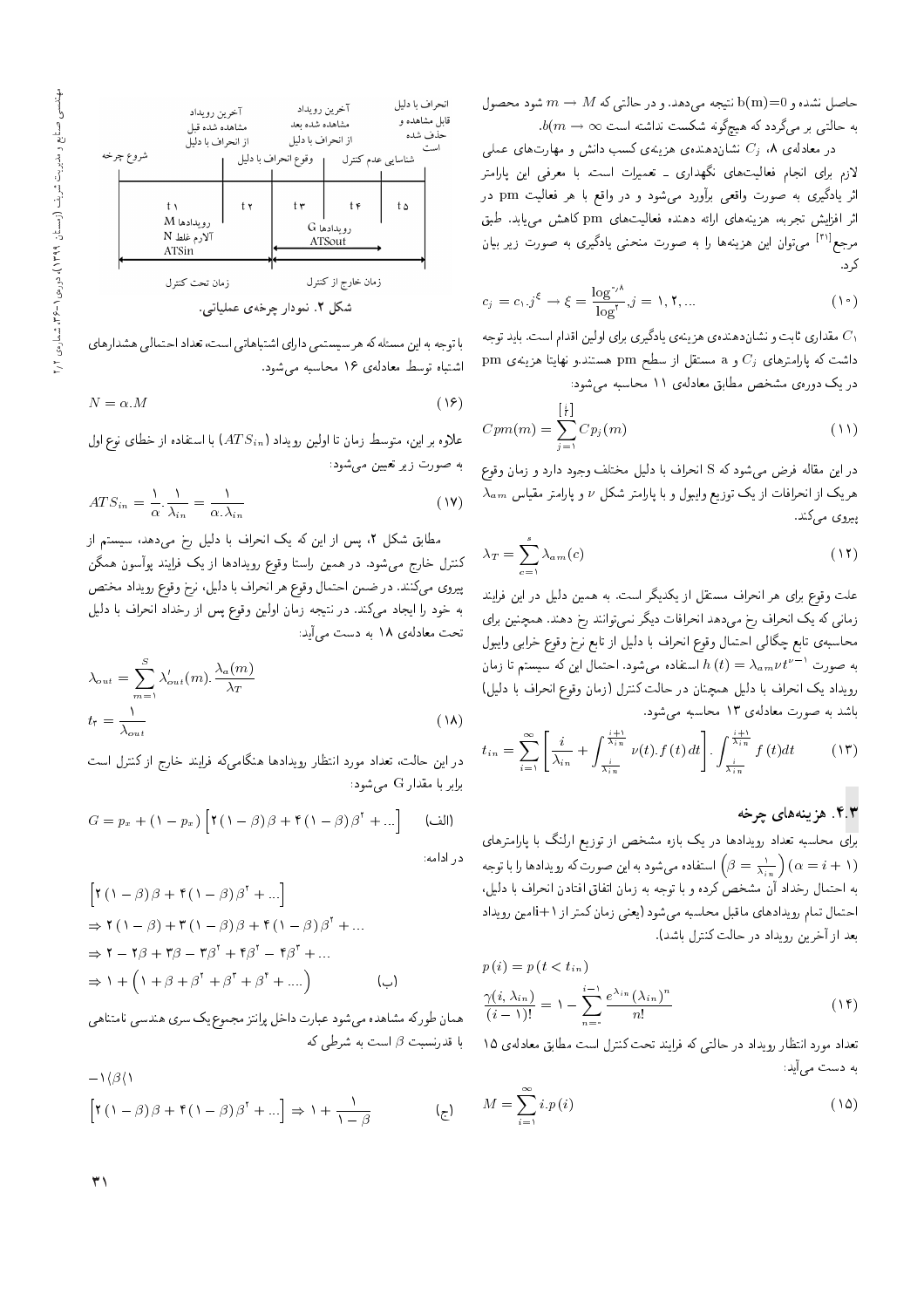حاصل نشده و b(m)=0 نتیجه می‌دهد. و در حالتی که $m \to M$ شود محصول به حالتی بر می‌گردد که هیچ‌گونه شکست نداشته است $b(m \to \infty)$.

در معادله‌ی ۸، $C_j$ نشان‌دهنده‌ی هزینه‌ی کسب دانش و مهارت‌های عملی لازم برای انجام فعالیت‌های نگهداری ـ تعمیرات است. با معرفی این پارامتر اثر یادگیری به صورت واقعی برآورد می‌شود و در واقع با هر فعالیت pm در اثر افزایش تجربه، هزینه‌های ارائه دهنده فعالیت‌های pm کاهش می‌یابد. طبق مرجع[۲۱] می‌توان این هزینه‌ها را به صورت منحنی یادگیری به صورت زیر بیان کرد.

$$c_j = c_1.j^{\xi} \to \xi = \frac{\log^{0/8}}{\log^{2}}, j = 1, 2, ... \qquad (10)$$

$C_1$ مقداری ثابت و نشان‌دهنده‌ی هزینه‌ی یادگیری برای اولین اقدام است. باید توجه داشت که پارامترهای $C_j$ و a مستقل از سطح pm هستند.و نهایتا هزینه‌ی pm در یک دوره‌ی مشخص مطابق معادله‌ی ۱۱ محاسبه می‌شود:

$$Cpm(m) = \sum_{j=1}^{\left[\frac{t}{l}\right]} Cp_j(m) \qquad (11)$$

در این مقاله فرض می‌شود که S انحراف با دلیل مختلف وجود دارد و زمان وقوع هریک از انحرافات از یک توزیع وایبول و با پارامتر شکل $\nu$ و پارامتر مقیاس $\lambda_{am}$ پیروی می‌کند.

$$\lambda_T = \sum_{c=1}^{s} \lambda_{am}(c) \qquad (12)$$

علت وقوع برای هر انحراف مستقل از یکدیگر است. به همین دلیل در این فرایند زمانی که یک انحراف رخ می‌دهد انحرافات دیگر نمی‌توانند رخ دهند. همچنین برای محاسبه‌ی تابع چگالی احتمال وقوع انحراف با دلیل از تابع نرخ وقوع خرابی وایبول به صورت $h(t) = \lambda_{am}\nu t^{\nu-1}$ استفاده می‌شود. احتمال این که سیستم تا زمان رویداد یک انحراف با دلیل همچنان در حالت کنترل (زمان وقوع انحراف با دلیل) باشد به صورت معادله‌ی ۱۳ محاسبه می‌شود.

$$t_{in} = \sum_{i=1}^{\infty}\left[\frac{i}{\lambda_{in}} + \int_{\frac{i}{\lambda_{in}}}^{\frac{i+1}{\lambda_{in}}} \nu(t).f(t)\,dt\right].\int_{\frac{i}{\lambda_{in}}}^{\frac{i+1}{\lambda_{in}}} f(t)dt \qquad (13)$$

## ۴.۳. هزینه‌های چرخه

برای محاسبه تعداد رویدادها در یک بازه مشخص از توزیع ارلنگ با پارامترهای $(\alpha = i+1)$ $\left(\beta = \frac{1}{\lambda_{in}}\right)$ استفاده می‌شود به این صورت که رویدادها را با توجه به احتمال رخداد آن مشخص کرده و با توجه به زمان اتفاق افتادن انحراف با دلیل، احتمال تمام رویدادهای ماقبل محاسبه می‌شود (یعنی زمان کمتر از i+1امین رویداد بعد از آخرین رویداد در حالت کنترل باشد).

$$p(i) = p(t < t_{in})$$

$$\frac{\gamma(i, \lambda_{in})}{(i-1)!} = 1 - \sum_{n=0}^{i-1} \frac{e^{\lambda_{in}}(\lambda_{in})^n}{n!} \qquad (14)$$

تعداد مورد انتظار رویداد در حالتی که فرایند تحت کنترل است مطابق معادله‌ی ۱۵ به دست می‌آید:

$$M = \sum_{i=1}^{\infty} i.p(i) \qquad (15)$$

| شروع چرخه | | | | | |
|---|---|---|---|---|---|
| | آخرین رویداد مشاهده شده قبل از انحراف با دلیل | وقوع انحراف با دلیل | آخرین رویداد مشاهده شده بعد از انحراف با دلیل | شناسایی عدم کنترل | انحراف با دلیل قابل مشاهده و حذف شده است |
| | t۱ | t۲ | t۳ | t۴ | t۵ |
| | رویدادها M<br>آلارم غلط N<br>ATSin | | رویدادها G<br>ATSout | | |
| | زمان تحت کنترل | | زمان خارج از کنترل | | |

شکل ۲. نمودار چرخه‌ی عملیاتی.

با توجه به این مسئله که هر سیستمی دارای اشتباهاتی است، تعداد احتمالی هشدارهای اشتباه توسط معادله‌ی ۱۶ محاسبه می‌شود.

$$N = \alpha.M \qquad (16)$$

علاوه بر این، متوسط زمان تا اولین رویداد ($ATS_{in}$) با استفاده از خطای نوع اول به صورت زیر تعیین می‌شود:

$$ATS_{in} = \frac{1}{\alpha}.\frac{1}{\lambda_{in}} = \frac{1}{\alpha.\lambda_{in}} \qquad (17)$$

مطابق شکل ۲، پس از این که یک انحراف با دلیل رخ می‌دهد، سیستم از کنترل خارج می‌شود. در همین راستا وقوع رویدادها از یک فرایند پوآسون همگن پیروی می‌کنند. در ضمن احتمال وقوع هر انحراف با دلیل، نرخ وقوع رویداد مختص به خود را ایجاد می‌کند. در نتیجه زمان اولین وقوع پس از رخداد انحراف با دلیل تحت معادله‌ی ۱۸ به دست می‌آید:

$$\lambda_{out} = \sum_{m=1}^{S} \lambda'_{out}(m).\frac{\lambda_a(m)}{\lambda_T}$$

$$t_r = \frac{1}{\lambda_{out}} \qquad (18)$$

در این حالت، تعداد مورد انتظار رویدادها هنگامی‌که فرایند خارج از کنترل است برابر با مقدار G می‌شود:

$$G = p_x + (1-p_x)\left[2(1-\beta)\beta + 4(1-\beta)\beta^2 + ...\right] \qquad \text{(الف)}$$

در ادامه:

$$\left[2(1-\beta)\beta + 4(1-\beta)\beta^2 + ...\right]$$
$$\Rightarrow 2(1-\beta) + 3(1-\beta)\beta + 4(1-\beta)\beta^2 + ...$$
$$\Rightarrow 2 - 2\beta + 3\beta - 3\beta^2 + 4\beta^2 - 4\beta^3 + ...$$
$$\Rightarrow 1 + \left(1 + \beta + \beta^2 + \beta^3 + \beta^4 + ....\right) \qquad \text{(ب)}$$

همان طورکه مشاهده می‌شود عبارت داخل پرانتز مجموع یک سری هندسی نامتناهی با قدرنسبت $\beta$ است به شرطی که

$$-1 \langle \beta \rangle 1$$

$$\left[2(1-\beta)\beta + 4(1-\beta)\beta^2 + ...\right] \Rightarrow 1 + \frac{1}{1-\beta} \qquad \text{(ج)}$$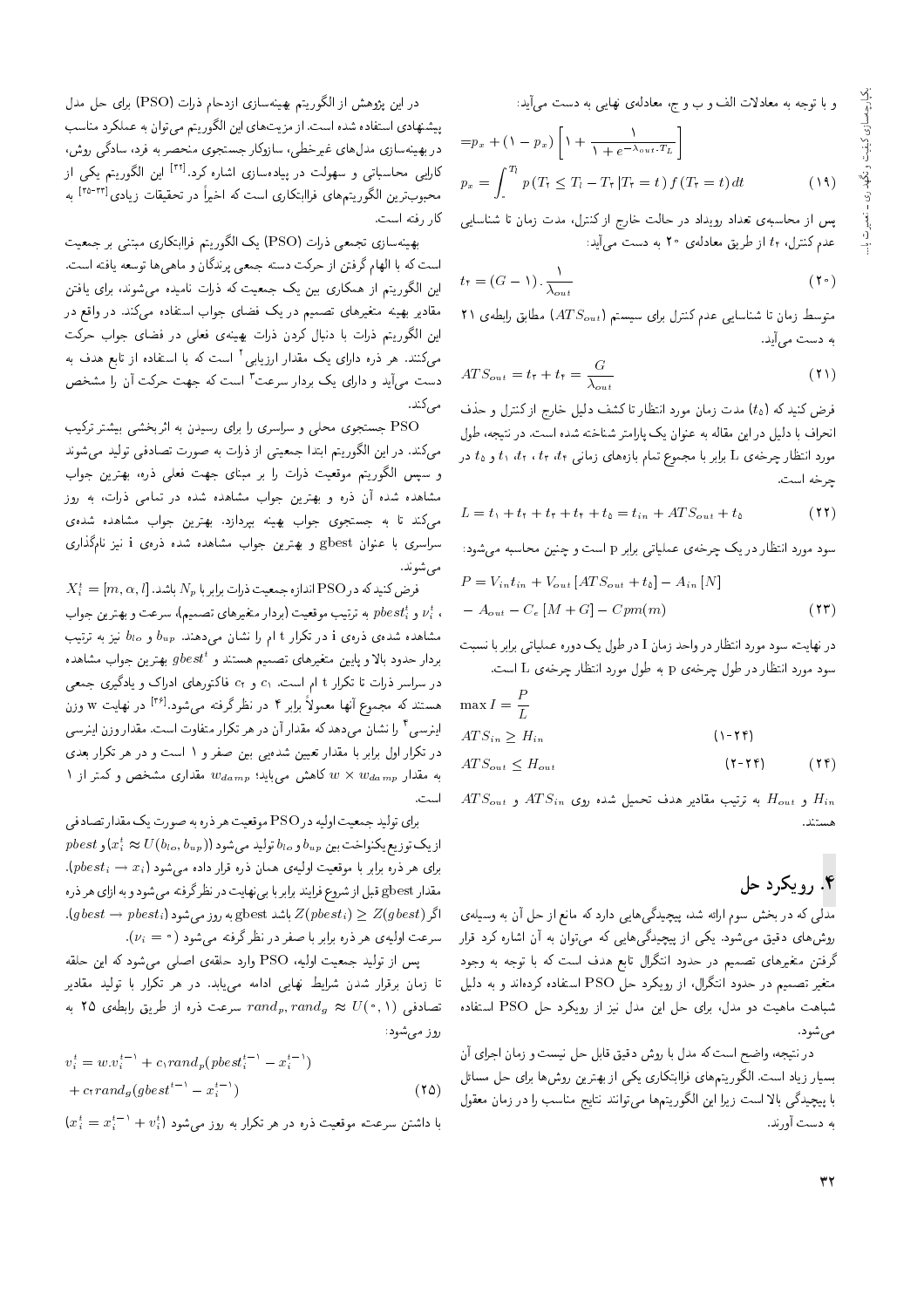و با توجه به معادلات الف و ب و ج، معادله‌ی نهایی به دست می‌آید:

$$= p_x + (1 - p_x)\left[1 + \frac{1}{1 + e^{-\lambda_{out}.T_L}}\right]$$

$$p_x = \int_0^{T_l} p\left(T_2 \le T_l - T_2 \,|T_2 = t\right) f\left(T_2 = t\right) dt \qquad (19)$$

پس از محاسبه‌ی تعداد رویداد در حالت خارج از کنترل، مدت زمان تا شناسایی عدم کنترل، $t_2$ از طریق معادله‌ی ۲۰ به دست می‌آید:

$$t_2 = (G - 1) . \frac{1}{\lambda_{out}} \qquad (20)$$

متوسط زمان تا شناسایی عدم کنترل برای سیستم ($ATS_{out}$) مطابق رابطه‌ی ۲۱ به دست می‌آید.

$$ATS_{out} = t_2 + t_3 = \frac{G}{\lambda_{out}} \qquad (21)$$

فرض کنید که ($t_5$) مدت زمان مورد انتظار تا کشف دلیل خارج از کنترل و حذف انحراف با دلیل در این مقاله به عنوان یک پارامتر شناخته شده است. در نتیجه، طول مورد انتظار چرخه‌ی L برابر با مجموع تمام بازه‌های زمانی $t_1$، $t_2$، $t_3$، $t_4$ و $t_5$ در چرخه است.

$$L = t_1 + t_2 + t_3 + t_4 + t_5 = t_{in} + ATS_{out} + t_5 \qquad (22)$$

سود مورد انتظار در یک چرخه‌ی عملیاتی برابر p است و چنین محاسبه می‌شود:

$$P = V_{in} t_{in} + V_{out}\left[ATS_{out} + t_5\right] - A_{in}\left[N\right]$$
$$- A_{out} - C_e\left[M + G\right] - Cpm(m) \qquad (23)$$

در نهایت سود مورد انتظار در واحد زمان I در طول یک دوره عملیاتی برابر با نسبت سود مورد انتظار در طول چرخه‌ی p به طول مورد انتظار چرخه‌ی L است.

$$\max I = \frac{P}{L}$$
$$ATS_{in} \ge H_{in} \qquad (24\text{-}1)$$
$$ATS_{out} \le H_{out} \qquad (24\text{-}2) \qquad (24)$$

$H_{in}$ و $H_{out}$ به ترتیب مقادیر هدف تحمیل شده روی $ATS_{in}$ و $ATS_{out}$ هستند.

## ۴. رویکرد حل

مدلی که در بخش سوم ارائه شد، پیچیدگی‌هایی دارد که مانع از حل آن به وسیله‌ی روش‌های دقیق می‌شود. یکی از پیچیدگی‌هایی که می‌توان به آن اشاره کرد قرار گرفتن متغیرهای تصمیم در حدود انتگرال تابع هدف است که با توجه به وجود متغیر تصمیم در حدود انتگرال، از رویکرد حل PSO استفاده کرده‌اند و به دلیل شباهت ماهیت دو مدل، برای حل این مدل نیز از رویکرد حل PSO استفاده می‌شود.

در نتیجه، واضح است که مدل با روش دقیق قابل حل نیست و زمان اجرای آن بسیار زیاد است. الگوریتم‌های فراابتکاری یکی از بهترین روش‌ها برای حل مسائل با پیچیدگی بالا است زیرا این الگوریتم‌ها می‌توانند نتایج مناسب را در زمان معقول به دست آورند.

در این پژوهش از الگوریتم بهینه‌سازی ازدحام ذرات (PSO) برای حل مدل پیشنهادی استفاده شده است. از مزیت‌های این الگوریتم می‌توان به عملکرد مناسب در بهینه‌سازی مدل‌های غیرخطی، سازوکار جستجوی منحصر به فرد، سادگی روش، کارایی محاسباتی و سهولت در پیاده‌سازی اشاره کرد.[32] این الگوریتم یکی از محبوب‌ترین الگوریتم‌های فراابتکاری است که اخیراً در تحقیقات زیادی[33-35] به کار رفته است.

بهینه‌سازی تجمعی ذرات (PSO) یک الگوریتم فراابتکاری مبتنی بر جمعیت است که با الهام گرفتن از حرکت دسته جمعی پرندگان و ماهی‌ها توسعه یافته است. این الگوریتم از همکاری بین یک جمعیت که ذرات نامیده می‌شوند، برای یافتن مقادیر بهینه متغیرهای تصمیم در یک فضای جواب استفاده می‌کند. در واقع در این الگوریتم ذرات با دنبال کردن ذرات بهینه‌ی فعلی در فضای جواب حرکت می‌کنند. هر ذره دارای یک مقدار ارزیابی[2] است که با استفاده از تابع هدف به دست می‌آید و دارای یک بردار سرعت[3] است که جهت حرکت آن را مشخص می‌کند.

PSO جستجوی محلی و سراسری را برای رسیدن به اثربخشی بیشتر ترکیب می‌کند. در این الگوریتم ابتدا جمعیتی از ذرات به صورت تصادفی تولید می‌شوند و سپس الگوریتم موقعیت ذرات را بر مبنای جهت فعلی ذره، بهترین جواب مشاهده شده آن ذره و بهترین جواب مشاهده شده در تمامی ذرات، به روز می‌کند تا به جستجوی جواب بهینه بپردازد. بهترین جواب مشاهده شده‌ی سراسری با عنوان gbest و بهترین جواب مشاهده شده ذره‌ی i نیز نام‌گذاری می‌شوند.

فرض کنید که در PSO اندازه جمعیت ذرات برابر با $N_p$ باشد. $X_i^t = [m, \alpha, l]$، $\nu_i^t$ و $pbest_i^t$ به ترتیب موقعیت (بردار متغیرهای تصمیم)، سرعت و بهترین جواب مشاهده شده‌ی ذره‌ی i در تکرار t ام را نشان می‌دهند. $b_{up}$ و $b_{lo}$ نیز به ترتیب بردار حدود بالا و پایین متغیرهای تصمیم هستند و $gbest^t$ بهترین جواب مشاهده در سراسر ذرات تا تکرار t ام است. $c_1$ و $c_2$ فاکتورهای ادراک و یادگیری جمعی هستند که مجموع آنها معمولاً برابر ۴ در نظر گرفته می‌شود.[36] در نهایت w وزن اینرسی[4] را نشان می‌دهد که مقدار آن در هر تکرار متفاوت است. مقدار وزن اینرسی در تکرار اول برابر با مقدار تعیین شده‌ای بین صفر و ۱ است و در هر تکرار بعدی به مقدار $w \times w_{damp}$ کاهش می‌یابد؛ $w_{damp}$ مقداری مشخص و کمتر از ۱ است.

برای تولید جمعیت اولیه در PSO موقعیت هر ذره به صورت یک مقدار تصادفی از یک توزیع یکنواخت بین $b_{up}$ و $b_{lo}$ تولید می‌شود ($x_i^t \approx U(b_{lo}, b_{up})$) و pbest برای هر ذره برابر با موقعیت اولیه‌ی همان ذره قرار داده می‌شود ($pbest_i \rightarrow x_i$). مقدار gbest قبل از شروع فرایند برابر با بی‌نهایت در نظر گرفته می‌شود و به ازای هر ذره اگر $Z(pbest_i) \ge Z(gbest)$ باشد gbest به روز می‌شود ($gbest \rightarrow pbest_i$). سرعت اولیه‌ی هر ذره برابر با صفر در نظر گرفته می‌شود ($\nu_i = 0$).

پس از تولید جمعیت اولیه، PSO وارد حلقه‌ی اصلی می‌شود که این حلقه تا زمان برقرار شدن شرایط نهایی ادامه می‌یابد. در هر تکرار با تولید مقادیر تصادفی $rand_p, rand_g \approx U(0, 1)$ سرعت ذره از طریق رابطه‌ی ۲۵ به روز می‌شود:

$$v_i^t = w.v_i^{t-1} + c_1 rand_p(pbest_i^{t-1} - x_i^{t-1})$$
$$+ c_2 rand_g(gbest^{t-1} - x_i^{t-1}) \qquad (25)$$

با داشتن سرعت، موقعیت ذره در هر تکرار به روز می‌شود ($x_i^t = x_i^{t-1} + v_i^t$)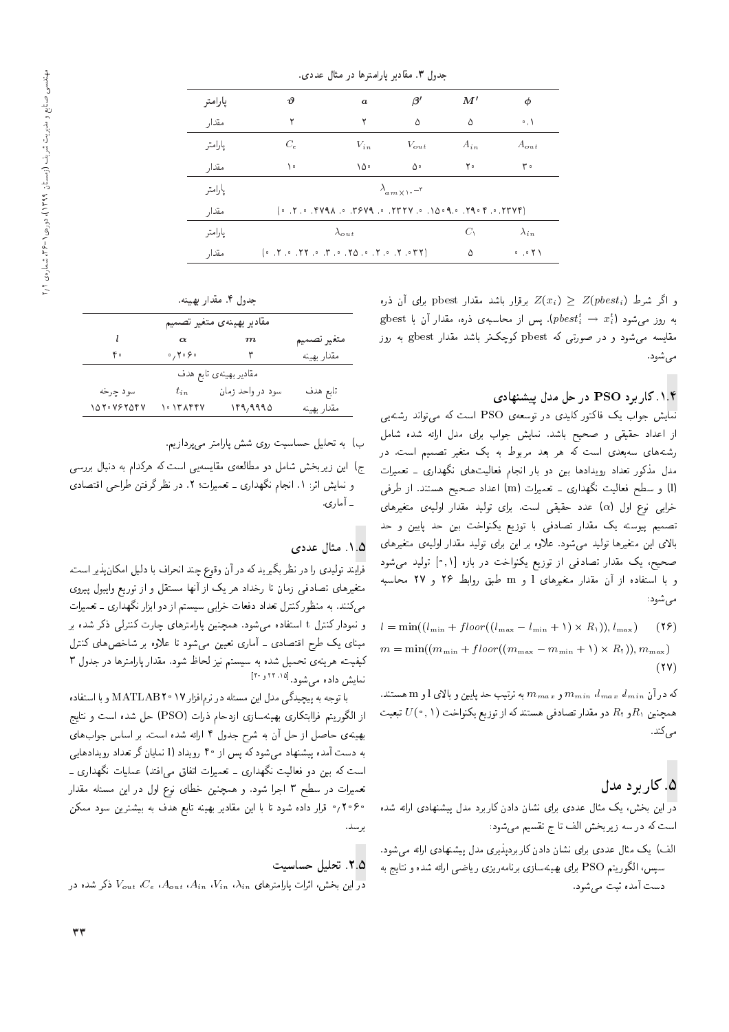جدول ۳. مقادیر پارامترها در مثال عددی.

| پارامتر | $\vartheta$ | $a$ | $\beta'$ | $M'$ | $\phi$ |
|---|---|---|---|---|---|
| مقدار | ۲ | ۲ | ۵ | ۵ | ۰٫۱ |
| پارامتر | $C_e$ | $V_{in}$ | $V_{out}$ | $A_{in}$ | $A_{out}$ |
| مقدار | ۱۰ | ۱۵۰ | ۵۰ | ۲۰ | ۳۰ |
| پارامتر | $\lambda_{am \times 10^{-3}}$ | | | | |
| مقدار | (۰٫۲۳۷۴، ۰٫۲۹۰۴، ۰٫۱۵۰۹، ۰٫۲۳۲۷، ۰٫۳۶۷۹، ۰٫۴۷۹۸، ۲، ۰) | | | | |
| پارامتر | $\lambda_{out}$ | | | $C_1$ | $\lambda_{in}$ |
| مقدار | (۰٫۰۳۲، ۰٫۲، ۰٫۲، ۰٫۲۵، ۰٫۳، ۰٫۲۲، ۰٫۲، ۰) | | | ۵ | ۰٫۰۲۱ |

و اگر شرط $Z(x_i) \geq Z(pbest_i)$ برقرار باشد مقدار pbest برای آن ذره به روز می‌شود ($pbest_i^t \rightarrow x_i^t$). پس از محاسبه‌ی ذره، مقدار آن با gbest مقایسه می‌شود و در صورتی که pbest کوچک‌تر باشد مقدار gbest به روز می‌شود.

### ۱.۴. کاربرد PSO در حل مدل پیشنهادی

نمایش جواب یک فاکتور کلیدی در توسعه‌ی PSO است که می‌تواند رشته‌یی از اعداد حقیقی و صحیح باشد. نمایش جواب برای مدل ارائه شده شامل رشته‌های سه‌بعدی است که هر بعد مربوط به یک متغیر تصمیم است. در مدل مذکور تعداد رویدادها بین دو بار انجام فعالیت‌های نگهداری ــ تعمیرات (l) و سطح فعالیت نگهداری ــ تعمیرات (m) اعداد صحیح هستند. از طرفی خرابی نوع اول ($\alpha$) عدد حقیقی است. برای تولید مقدار اولیه‌ی متغیرهای تصمیم پیوسته یک مقدار تصادفی با توزیع یکنواخت بین حد پایین و حد بالای این متغیرها تولید می‌شود. علاوه بر این برای تولید مقدار اولیه‌ی متغیرهای صحیح، یک مقدار تصادفی از توزیع یکنواخت در بازه $[0,1]$ تولید می‌شود و با استفاده از آن مقدار متغیرهای l و m طبق روابط ۲۶ و ۲۷ محاسبه می‌شود:

$$l = \min((l_{\min} + floor((l_{\max} - l_{\min} + 1) \times R_1)), l_{\max}) \quad (26)$$

$$m = \min((m_{\min} + floor((m_{\max} - m_{\min} + 1) \times R_2)), m_{\max}) \quad (27)$$

که در آن $l_{min}$، $l_{max}$، $m_{min}$ و $m_{max}$ به ترتیب حد پایین و بالای l و m هستند. همچنین $R_1$ و $R_2$ دو مقدار تصادفی هستند که از توزیع یکنواخت $U(0,1)$ تبعیت می‌کند.

## ۵. کاربرد مدل

در این بخش، یک مثال عددی برای نشان دادن کاربرد مدل پیشنهادی ارائه شده است که در سه زیربخش الف تا ج تقسیم می‌شود:

الف) یک مثال عددی برای نشان دادن کاربردپذیری مدل پیشنهادی ارائه می‌شود. سپس، الگوریتم PSO برای بهینه‌سازی برنامه‌ریزی ریاضی ارائه شده و نتایج به دست آمده ثبت می‌شود.

ب) به تحلیل حساسیت روی شش پارامتر می‌پردازیم.

ج) این زیربخش شامل دو مطالعه‌ی مقایسه‌یی است که هرکدام به دنبال بررسی و نمایش اثر: ۱. انجام نگهداری ــ تعمیرات؛ ۲. در نظر گرفتن طراحی اقتصادی ــ آماری.

### ۱.۵. مثال عددی

فرایند تولیدی را در نظر بگیرید که در آن وقوع چند انحراف با دلیل امکان‌پذیر است. متغیرهای تصادفی زمان تا رخداد هر یک از آنها مستقل و از توزیع وایبول پیروی می‌کنند. به منظور کنترل تعداد دفعات خرابی سیستم از دو ابزار نگهداری ــ تعمیرات و نمودار کنترل t استفاده می‌شود. همچنین پارامترهای چارت کنترلی ذکر شده بر مبنای یک طرح اقتصادی ــ آماری تعیین می‌شود تا علاوه بر شاخص‌های کنترل کیفیته هرینه‌ی تحمیل شده به سیستم نیز لحاظ شود. مقدار پارامترها در جدول ۳ نمایش داده می‌شود.[۱۵، ۲۲ و ۳۰]

با توجه به پیچیدگی مدل این مسئله در نرم‌افزار MATLAB ۲۰۱۷ و با استفاده از الگوریتم فراابتکاری بهینه‌سازی ازدحام ذرات (PSO) حل شده است و نتایج بهینه‌ی حاصل از حل آن به شرح جدول ۴ ارائه شده است. بر اساس جواب‌های به دست آمده پیشنهاد می‌شود که پس از ۴۰ رویداد (l نمایان گر تعداد رویدادهایی است که بین دو فعالیت نگهداری ــ تعمیرات اتفاق می‌افتد) عملیات نگهداری ــ تعمیرات در سطح ۳ اجرا شود. و همچنین خطای نوع اول در این مسئله مقدار ۰٫۲۰۶۰ قرار داده شود تا با این مقادیر بهینه تابع هدف به بیشترین سود ممکن برسد.

جدول ۴. مقدار بهینه.

| مقادیر بهینه‌ی متغیر تصمیم | | | |
|---|---|---|---|
| متغیر تصمیم | $m$ | $\alpha$ | $l$ |
| مقدار بهینه | ۳ | ۰٫۲۰۶۰ | ۴۰ |
| **مقادیر بهینه‌ی تابع هدف** | | | |
| تابع هدف | سود در واحد زمان | $t_{in}$ | سود چرخه |
| مقدار بهینه | ۱۴۹٫۹۹۹۵ | ۱۰۱۳۸۴۴۷ | ۱۵۲۰۷۶۲۵۴۷ |

### ۲.۵. تحلیل حساسیت

در این بخش، اثرات پارامترهای $\lambda_{in}$، $V_{in}$، $A_{in}$، $A_{out}$، $C_e$، $V_{out}$ ذکر شده در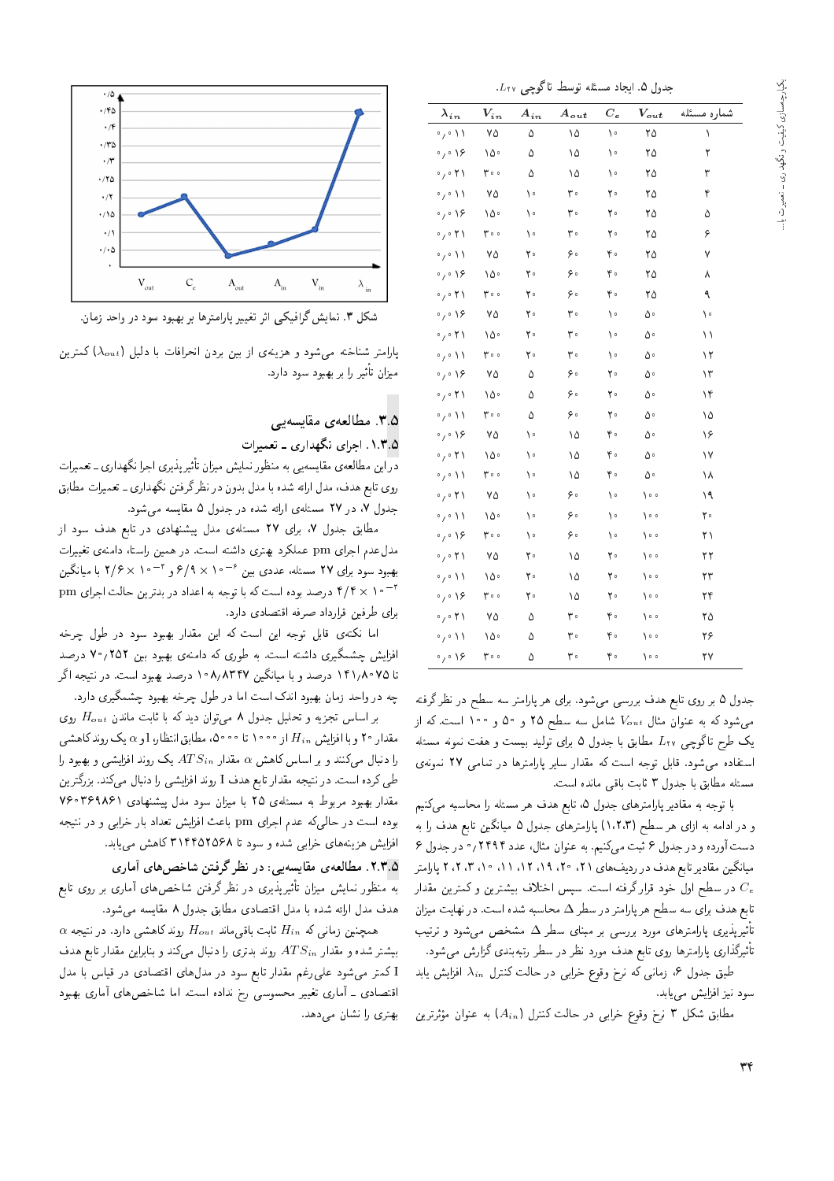جدول ۵. ایجاد مسئله توسط تاگوچی $L_{27}$.

| شماره مسئله | $V_{out}$ | $C_e$ | $A_{out}$ | $A_{in}$ | $V_{in}$ | $\lambda_{in}$ |
|---|---|---|---|---|---|---|
| ۱ | ۲۵ | ۱۰ | ۱۵ | ۵ | ۷۵ | ۰٫۰۱۱ |
| ۲ | ۲۵ | ۱۰ | ۱۵ | ۵ | ۱۵۰ | ۰٫۰۱۶ |
| ۳ | ۲۵ | ۱۰ | ۱۵ | ۵ | ۳۰۰ | ۰٫۰۲۱ |
| ۴ | ۲۵ | ۲۰ | ۳۰ | ۱۰ | ۷۵ | ۰٫۰۱۱ |
| ۵ | ۲۵ | ۲۰ | ۳۰ | ۱۰ | ۱۵۰ | ۰٫۰۱۶ |
| ۶ | ۲۵ | ۲۰ | ۳۰ | ۱۰ | ۳۰۰ | ۰٫۰۲۱ |
| ۷ | ۲۵ | ۴۰ | ۶۰ | ۲۰ | ۷۵ | ۰٫۰۱۱ |
| ۸ | ۲۵ | ۴۰ | ۶۰ | ۲۰ | ۱۵۰ | ۰٫۰۱۶ |
| ۹ | ۲۵ | ۴۰ | ۶۰ | ۲۰ | ۳۰۰ | ۰٫۰۲۱ |
| ۱۰ | ۵۰ | ۱۰ | ۳۰ | ۲۰ | ۷۵ | ۰٫۰۱۶ |
| ۱۱ | ۵۰ | ۱۰ | ۳۰ | ۲۰ | ۱۵۰ | ۰٫۰۲۱ |
| ۱۲ | ۵۰ | ۱۰ | ۳۰ | ۲۰ | ۳۰۰ | ۰٫۰۱۱ |
| ۱۳ | ۵۰ | ۲۰ | ۶۰ | ۵ | ۷۵ | ۰٫۰۱۶ |
| ۱۴ | ۵۰ | ۲۰ | ۶۰ | ۵ | ۱۵۰ | ۰٫۰۲۱ |
| ۱۵ | ۵۰ | ۲۰ | ۶۰ | ۵ | ۳۰۰ | ۰٫۰۱۱ |
| ۱۶ | ۵۰ | ۴۰ | ۱۵ | ۱۰ | ۷۵ | ۰٫۰۱۶ |
| ۱۷ | ۵۰ | ۴۰ | ۱۵ | ۱۰ | ۱۵۰ | ۰٫۰۲۱ |
| ۱۸ | ۵۰ | ۴۰ | ۱۵ | ۱۰ | ۳۰۰ | ۰٫۰۱۱ |
| ۱۹ | ۱۰۰ | ۱۰ | ۶۰ | ۱۰ | ۷۵ | ۰٫۰۲۱ |
| ۲۰ | ۱۰۰ | ۱۰ | ۶۰ | ۱۰ | ۱۵۰ | ۰٫۰۱۱ |
| ۲۱ | ۱۰۰ | ۱۰ | ۶۰ | ۱۰ | ۳۰۰ | ۰٫۰۱۶ |
| ۲۲ | ۱۰۰ | ۲۰ | ۱۵ | ۲۰ | ۷۵ | ۰٫۰۲۱ |
| ۲۳ | ۱۰۰ | ۲۰ | ۱۵ | ۲۰ | ۱۵۰ | ۰٫۰۱۱ |
| ۲۴ | ۱۰۰ | ۲۰ | ۱۵ | ۲۰ | ۳۰۰ | ۰٫۰۱۶ |
| ۲۵ | ۱۰۰ | ۴۰ | ۳۰ | ۵ | ۷۵ | ۰٫۰۲۱ |
| ۲۶ | ۱۰۰ | ۴۰ | ۳۰ | ۵ | ۱۵۰ | ۰٫۰۱۱ |
| ۲۷ | ۱۰۰ | ۴۰ | ۳۰ | ۵ | ۳۰۰ | ۰٫۰۱۶ |

جدول ۵ بر روی تابع هدف بررسی می‌شود. برای هر پارامتر سه سطح در نظر گرفته می‌شود که به عنوان مثال $V_{out}$ شامل سه سطح ۲۵ و ۵۰ و ۱۰۰ است. که از یک طرح تاگوچی $L_{27}$ مطابق با جدول ۵ برای تولید بیست و هفت نمونه مسئله استفاده می‌شود. قابل توجه است که مقدار سایر پارامترها در تمامی ۲۷ نمونه‌ی مسئله مطابق با جدول ۳ ثابت باقی مانده است.

با توجه به مقادیر پارامترهای جدول ۵، تابع هدف هر مسئله را محاسبه می‌کنیم و در ادامه به ازای هر سطح (۱،۲،۳) پارامترهای جدول ۵ میانگین تابع هدف را به دست آورده و در جدول ۶ ثبت می‌کنیم. به عنوان مثال، عدد ۰٫۲۴۹۴ در جدول ۶ میانگین مقادیر تابع هدف در ردیف‌های ۲۱، ۲۰، ۱۹، ۱۲، ۱۱، ۱۰، ۳، ۲، ۱ پارامتر $C_e$ در سطح اول خود قرار گرفته است. سپس اختلاف بیشترین و کمترین مقدار تابع هدف برای سه سطح هر پارامتر در سطر $\Delta$ محاسبه شده است. در نهایت میزان تأثیرپذیری پارامترهای مورد بررسی بر مبنای سطر $\Delta$ مشخص می‌شود و ترتیب تأثیرگذاری پارامترها روی تابع هدف مورد نظر در سطر رتبه‌بندی گزارش می‌شود.

طبق جدول ۶، زمانی که نرخ وقوع خرابی در حالت کنترل $\lambda_{in}$ افزایش یابد سود نیز افزایش می‌یابد.

مطابق شکل ۳ نرخ وقوع خرابی در حالت کنترل ($A_{in}$) به عنوان مؤثرترین پارامتر شناخته می‌شود و هزینه‌ی از بین بردن انحرافات با دلیل ($\lambda_{out}$) کمترین میزان تأثیر را بر بهبود سود دارد.

شکل ۳. نمایش گرافیکی اثر تغییر پارامترها بر بهبود سود در واحد زمان.

## ۳.۵. مطالعه‌ی مقایسه‌یی

### ۱.۳.۵. اجرای نگهداری ـ تعمیرات

در این مطالعه‌ی مقایسه‌یی به منظور نمایش میزان تأثیرپذیری اجرا نگهداری ـ تعمیرات روی تابع هدف، مدل ارائه شده با مدل بدون در نظر گرفتن نگهداری ـ تعمیرات مطابق جدول ۷، در ۲۷ مسئله‌ی ارائه شده در جدول ۵ مقایسه می‌شود.

مطابق جدول ۷، برای ۲۷ مسئله‌ی مدل پیشنهادی در تابع هدف سود از مدل عدم اجرای pm عملکرد بهتری داشته است. در همین راستا، دامنه‌ی تغییرات بهبود سود برای ۲۷ مسئله، عددی بین $6/9 \times 10^{-6}$ و $2/6 \times 10^{-3}$ با میانگین $4/4 \times 10^{-3}$ درصد بوده است که با توجه به اعداد در بدترین حالت اجرای pm برای طرفین قرارداد صرفه اقتصادی دارد.

اما نکته‌ی قابل توجه این است که این مقدار بهبود سود در طول چرخه افزایش چشمگیری داشته است. به طوری که دامنه‌ی بهبود بین ۷۰٫۲۵۲ درصد تا ۱۴۱٫۸۰۷۵ درصد و با میانگین ۱۰۸٫۸۳۴۷ درصد بهبود است. در نتیجه اگر چه در واحد زمان بهبود اندک است اما در طول چرخه بهبود چشمگیری دارد.

بر اساس تجزیه و تحلیل جدول ۸ می‌توان دید که با ثابت ماندن $H_{out}$ روی مقدار ۲۰ و با افزایش $H_{in}$ از ۱۰۰۰ تا ۵۰۰۰، مطابق انتظار I و $\alpha$ یک روند کاهشی را دنبال می‌کنند و بر اساس کاهش $\alpha$ مقدار $ATS_{in}$ یک روند افزایشی و بهبود را طی کرده است. در نتیجه مقدار تابع هدف I روند افزایشی را دنبال می‌کند. بزرگ‌ترین مقدار بهبود مربوط به مسئله‌ی ۲۵ با میزان سود مدل پیشنهادی ۷۶۰۳۶۹۸۶۱ بوده است در حالی‌که عدم اجرای pm باعث افزایش تعداد بار خرابی و در نتیجه افزایش هزینه‌های خرابی شده و سود تا ۳۱۴۴۵۲۵۶۸ کاهش می‌یابد.

### ۲.۳.۵. مطالعه‌ی مقایسه‌یی: در نظر گرفتن شاخص‌های آماری

به منظور نمایش میزان تأثیرپذیری در نظر گرفتن شاخص‌های آماری بر روی تابع هدف مدل ارائه شده با مدل اقتصادی مطابق جدول ۸ مقایسه می‌شود.

همچنین زمانی که $H_{in}$ ثابت باقی‌ماند $H_{out}$ روند کاهشی دارد. در نتیجه $\alpha$ بیشتر شده و مقدار $ATS_{in}$ روند بدتری را دنبال می‌کند و بنابراین مقدار تابع هدف I کمتر می‌شود علی‌رغم مقدار تابع سود در مدل‌های اقتصادی در قیاس با مدل اقتصادی ـ آماری تغییر محسوسی رخ نداده است اما شاخص‌های آماری بهبود بهتری را نشان می‌دهد.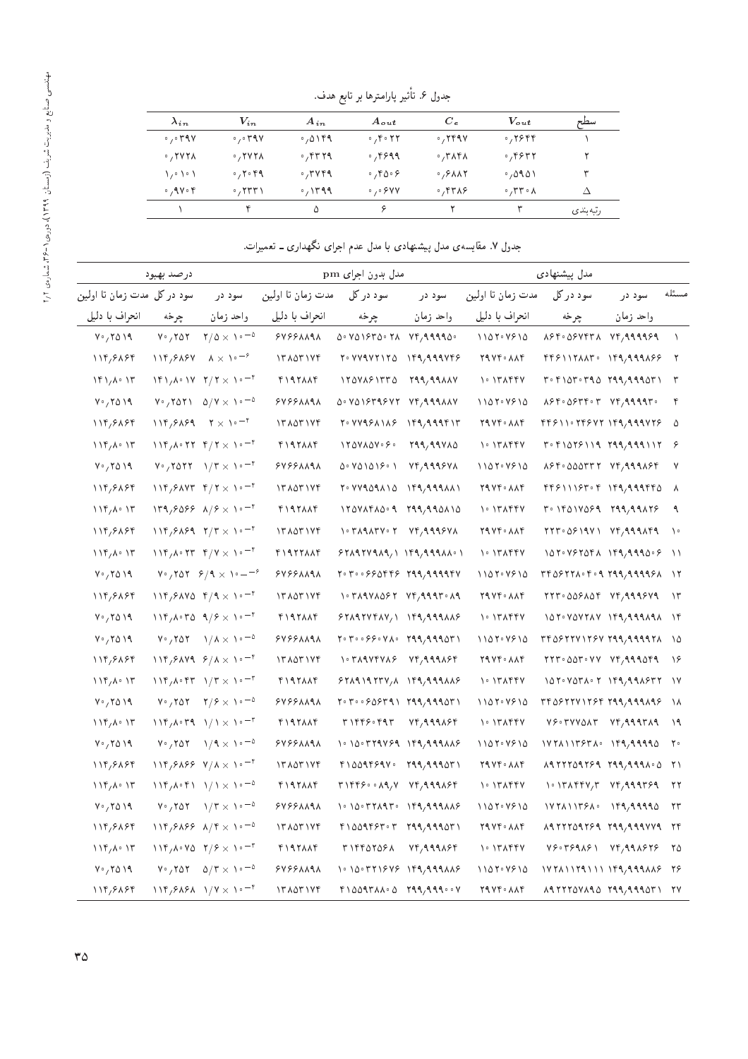جدول ۶. تأثیر پارامترها بر تابع هدف.

| سطح | $V_{out}$ | $C_e$ | $A_{out}$ | $A_{in}$ | $V_{in}$ | $\lambda_{in}$ |
|---|---|---|---|---|---|---|
| ۱ | ۰٫۲۶۴۴ | ۰٫۲۴۹۷ | ۰٫۴۰۲۲ | ۰٫۵۱۴۹ | ۰٫۰۳۹۷ | ۰٫۰۳۹۷ |
| ۲ | ۰٫۴۶۳۲ | ۰٫۳۸۴۸ | ۰٫۴۶۹۹ | ۰٫۴۳۲۹ | ۰٫۲۷۲۸ | ۰٫۲۷۲۸ |
| ۳ | ۰٫۵۹۵۱ | ۰٫۶۸۸۲ | ۰٫۴۵۰۶ | ۰٫۳۷۴۹ | ۰٫۲۰۴۹ | ۱٫۰۱۰۱ |
| $\Delta$ | ۰٫۳۳۰۸ | ۰٫۴۳۸۶ | ۰٫۰۶۷۷ | ۰٫۱۳۹۹ | ۰٫۲۳۳۱ | ۰٫۹۷۰۴ |
| رتبه‌بندی | ۳ | ۲ | ۶ | ۵ | ۴ | ۱ |

جدول ۷. مقایسه‌ی مدل پیشنهادی با مدل عدم اجرای نگهداری ـ تعمیرات.

| مسئله | مدل پیشنهادی | | | مدل بدون اجرای pm | | | درصد بهبود | | |
|---|---|---|---|---|---|---|---|---|---|
| | سود در واحد زمان | سود در کل چرخه | مدت زمان تا اولین انحراف با دلیل | سود در واحد زمان | سود در کل چرخه | مدت زمان تا اولین انحراف با دلیل | سود در واحد زمان | سود در کل چرخه | مدت زمان تا اولین انحراف با دلیل |
| ۱ | ۷۴٫۹۹۹۹۶۹ | ۸۶۴۰۵۶۷۴۳۸ | ۱۱۵۲۰۷۶۱۵ | ۷۴٫۹۹۹۹۵۰ | ۵۰۷۵۱۶۳۵۰۲۸ | ۶۷۶۶۸۸۹۸ | $۲/۵ \times ۱۰^{-۵}$ | ۷۰٫۲۵۲ | ۷۰٫۲۵۱۹ |
| ۲ | ۱۴۹٫۹۹۹۸۶۶ | ۴۴۶۱۱۲۸۸۳۰ | ۲۹۷۴۰۸۸۴ | ۱۴۹٫۹۹۹۷۴۶ | ۲۰۷۷۹۷۲۱۲۵ | ۱۳۸۵۳۱۷۴ | $۸ \times ۱۰^{-۶}$ | ۱۱۴٫۶۸۶۷ | ۱۱۴٫۶۸۶۴ |
| ۳ | ۲۹۹٫۹۹۹۵۳۱ | ۳۰۴۱۵۳۰۳۹۵ | ۱۰۱۳۸۴۴۷ | ۲۹۹٫۹۹۸۸۷ | ۱۲۵۷۸۶۱۳۳۵ | ۴۱۹۲۸۸۴ | $۲/۲ \times ۱۰^{-۴}$ | ۱۴۱٫۸۰۱۷ | ۱۴۱٫۸۰۱۳ |
| ۴ | ۷۴٫۹۹۹۹۳۰ | ۸۶۴۰۵۶۳۴۰۳ | ۱۱۵۲۰۷۶۱۵ | ۷۴٫۹۹۹۸۸۷ | ۵۰۷۵۱۶۳۹۶۷۲ | ۶۷۶۶۸۸۹۸ | $۵/۷ \times ۱۰^{-۵}$ | ۷۰٫۲۵۲۱ | ۷۰٫۲۵۱۹ |
| ۵ | ۱۴۹٫۹۹۹۷۲۶ | ۴۴۶۱۱۰۲۴۶۷۲ | ۲۹۷۴۰۸۸۴ | ۱۴۹٫۹۹۹۴۱۳ | ۲۰۷۷۹۶۸۱۸۶ | ۱۳۸۵۳۱۷۴ | $۲ \times ۱۰^{-۴}$ | ۱۱۴٫۶۸۶۹ | ۱۱۴٫۶۸۶۴ |
| ۶ | ۲۹۹٫۹۹۹۱۱۲ | ۳۰۴۱۵۲۶۱۱۹ | ۱۰۱۳۸۴۴۷ | ۲۹۹٫۹۹۷۸۵ | ۱۲۵۷۸۵۷۰۶۰ | ۴۱۹۲۸۸۴ | $۴/۲ \times ۱۰^{-۴}$ | ۱۱۴٫۸۰۲۲ | ۱۱۴٫۸۰۱۳ |
| ۷ | ۷۴٫۹۹۹۸۶۴ | ۸۶۴۰۵۵۵۳۳۲ | ۱۱۵۲۰۷۶۱۵ | ۷۴٫۹۹۹۶۷۸ | ۵۰۷۵۱۵۱۶۰۱ | ۶۷۶۶۸۸۹۸ | $۱/۳ \times ۱۰^{-۴}$ | ۷۰٫۲۵۲۲ | ۷۰٫۲۵۱۹ |
| ۸ | ۱۴۹٫۹۹۹۴۴۵ | ۴۴۶۱۱۱۶۳۰۴ | ۲۹۷۴۰۸۸۴ | ۱۴۹٫۹۹۹۸۸۱ | ۲۰۷۷۹۵۹۸۱۵ | ۱۳۸۵۳۱۷۴ | $۴/۲ \times ۱۰^{-۴}$ | ۱۱۴٫۶۸۷۳ | ۱۱۴٫۶۸۶۴ |
| ۹ | ۲۹۹٫۹۹۸۲۶ | ۳۰۱۴۵۱۷۵۶۹ | ۱۰۱۳۸۴۴۷ | ۲۹۹٫۹۹۵۸۱۵ | ۱۲۵۷۸۴۸۵۰۹ | ۴۱۹۲۸۸۴ | $۸/۶ \times ۱۰^{-۴}$ | ۱۳۹٫۶۵۶۶ | ۱۱۴٫۸۰۱۳ |
| ۱۰ | ۷۴٫۹۹۹۸۴۹ | ۲۲۳۰۵۶۱۹۷۱ | ۲۹۷۴۰۸۸۴ | ۷۴٫۹۹۹۶۷۸ | ۱۰۳۸۹۸۳۷۰۲ | ۱۳۸۵۳۱۷۴ | $۲/۳ \times ۱۰^{-۴}$ | ۱۱۴٫۶۸۶۹ | ۱۱۴٫۶۸۶۴ |
| ۱۱ | ۱۴۹٫۹۹۹۵۰۶ | ۱۵۲۰۷۶۲۵۴۸ | ۱۰۱۳۸۴۴۷ | ۱۴۹٫۹۹۹۸۸۰۱ | ۶۲۸۹۲۷۹۸۹٫۱ | ۴۱۹۲۲۸۸۴ | $۴/۷ \times ۱۰^{-۴}$ | ۱۱۴٫۸۰۲۳ | ۱۱۴٫۸۰۱۳ |
| ۱۲ | ۲۹۹٫۹۹۹۹۶۸ | ۳۴۵۶۲۲۸۰۴۰۹ | ۱۱۵۲۰۷۶۱۵ | ۲۹۹٫۹۹۹۹۴۷ | ۲۰۳۰۰۶۶۰۴۴۶ | ۶۷۶۶۸۸۹۸ | $۶/۹ \times ۱۰^{-۶}$ | ۷۰٫۲۵۲ | ۷۰٫۲۵۱۹ |
| ۱۳ | ۷۴٫۹۹۹۶۷۹ | ۲۲۳۰۵۵۶۸۵۴ | ۲۹۷۴۰۸۸۴ | ۷۴٫۹۹۹۳۰۸۹ | ۱۰۳۸۹۷۸۵۶۲ | ۱۳۸۵۳۱۷۴ | $۴/۹ \times ۱۰^{-۴}$ | ۱۱۴٫۶۸۷۵ | ۱۱۴٫۶۸۶۴ |
| ۱۴ | ۱۴۹٫۹۹۹۸۹۸ | ۱۵۲۰۷۵۷۲۸۷ | ۱۰۱۳۸۴۴۷ | ۱۴۹٫۹۹۹۸۸۶ | ۶۲۸۹۲۷۴۸۷٫۱ | ۴۱۹۲۸۸۴ | $۹/۶ \times ۱۰^{-۴}$ | ۱۱۴٫۸۰۳۵ | ۷۰٫۲۵۱۹ |
| ۱۵ | ۲۹۹٫۹۹۹۹۲۸ | ۳۴۵۶۲۲۷۱۲۶۷ | ۱۱۵۲۰۷۶۱۵ | ۲۹۹٫۹۹۹۵۳۱ | ۲۰۳۰۰۶۶۰۷۸۰ | ۶۷۶۶۸۸۹۸ | $۱/۸ \times ۱۰^{-۵}$ | ۷۰٫۲۵۲ | ۷۰٫۲۵۱۹ |
| ۱۶ | ۷۴٫۹۹۹۵۴۹ | ۲۲۳۰۵۵۳۰۷۷ | ۲۹۷۴۰۸۸۴ | ۷۴٫۹۹۹۸۶۴ | ۱۰۳۸۹۷۴۷۸۶ | ۱۳۸۵۳۱۷۴ | $۶/۸ \times ۱۰^{-۴}$ | ۱۱۴٫۶۸۷۹ | ۱۱۴٫۶۸۶۴ |
| ۱۷ | ۱۴۹٫۹۹۸۶۳۲ | ۱۵۲۰۷۵۳۸۰۲ | ۱۰۱۳۸۴۴۷ | ۱۴۹٫۹۹۹۸۸۶ | ۶۲۸۹۱۹۳۳۷٫۸ | ۴۱۹۲۸۸۴ | $۱/۳ \times ۱۰^{-۳}$ | ۱۱۴٫۸۰۴۳ | ۱۱۴٫۸۰۱۳ |
| ۱۸ | ۲۹۹٫۹۹۹۸۹۶ | ۳۴۵۶۲۲۷۱۲۶۴ | ۱۱۵۲۰۷۶۱۵ | ۲۹۹٫۹۹۹۵۳۱ | ۲۰۳۰۰۶۵۶۳۹۱ | ۶۷۶۶۸۸۹۸ | $۲/۶ \times ۱۰^{-۵}$ | ۷۰٫۲۵۲ | ۷۰٫۲۵۱۹ |
| ۱۹ | ۷۴٫۹۹۹۳۸۹ | ۷۶۰۳۷۷۵۸۳ | ۱۰۱۳۸۴۴۷ | ۷۴٫۹۹۹۸۶۴ | ۳۱۴۴۶۰۴۹۳ | ۴۱۹۲۸۸۴ | $۱/۱ \times ۱۰^{-۳}$ | ۱۱۴٫۸۰۳۹ | ۱۱۴٫۸۰۱۳ |
| ۲۰ | ۱۴۹٫۹۹۹۹۵ | ۱۷۲۸۱۱۳۶۳۸۰ | ۱۱۵۲۰۷۶۱۵ | ۱۴۹٫۹۹۹۸۸۶ | ۱۰۱۵۰۳۲۹۷۶۹ | ۶۷۶۶۸۸۹۸ | $۱/۹ \times ۱۰^{-۵}$ | ۷۰٫۲۵۲ | ۷۰٫۲۵۱۹ |
| ۲۱ | ۲۹۹٫۹۹۹۸۰۵ | ۸۹۲۲۲۵۹۲۶۹ | ۲۹۷۴۰۸۸۴ | ۲۹۹٫۹۹۹۵۳۱ | ۴۱۵۵۹۴۶۹۷۰ | ۱۳۸۵۳۱۷۴ | $۷/۸ \times ۱۰^{-۴}$ | ۱۱۴٫۶۸۶۶ | ۱۱۴٫۶۸۶۴ |
| ۲۲ | ۷۴٫۹۹۹۳۶۹ | ۱۰۱۳۸۴۴۷٫۳ | ۱۰۱۳۸۴۴۷ | ۷۴٫۹۹۹۸۶۴ | ۳۱۴۴۶۰۰۸۹٫۷ | ۴۱۹۲۸۸۴ | $۱/۱ \times ۱۰^{-۵}$ | ۱۱۴٫۸۰۴۱ | ۱۱۴٫۸۰۱۳ |
| ۲۳ | ۱۴۹٫۹۹۹۹۵ | ۱۷۲۸۱۱۳۶۸۰ | ۱۱۵۲۰۷۶۱۵ | ۱۴۹٫۹۹۹۸۸۶ | ۱۰۱۵۰۳۲۸۹۳۰ | ۶۷۶۶۸۸۹۸ | $۱/۳ \times ۱۰^{-۵}$ | ۷۰٫۲۵۲ | ۷۰٫۲۵۱۹ |
| ۲۴ | ۲۹۹٫۹۹۹۷۷۹ | ۸۹۲۲۲۵۹۲۶۹ | ۲۹۷۴۰۸۸۴ | ۲۹۹٫۹۹۹۵۳۱ | ۴۱۵۵۹۴۶۳۰۳ | ۱۳۸۵۳۱۷۴ | $۸/۴ \times ۱۰^{-۵}$ | ۱۱۴٫۶۸۶۶ | ۱۱۴٫۶۸۶۴ |
| ۲۵ | ۷۴٫۹۹۸۶۲۶ | ۷۶۰۳۶۹۸۶۱ | ۱۰۱۳۸۴۴۷ | ۷۴٫۹۹۹۸۶۴ | ۳۱۴۴۵۲۵۶۸ | ۴۱۹۲۸۸۴ | $۲/۶ \times ۱۰^{-۳}$ | ۱۱۴٫۸۰۷۵ | ۱۱۴٫۸۰۱۳ |
| ۲۶ | ۱۴۹٫۹۹۹۸۸۶ | ۱۷۲۸۱۱۲۹۱۱۱ | ۱۱۵۲۰۷۶۱۵ | ۱۴۹٫۹۹۹۸۸۶ | ۱۰۱۵۰۳۲۱۶۷۶ | ۶۷۶۶۸۸۹۸ | $۵/۳ \times ۱۰^{-۵}$ | ۷۰٫۲۵۲ | ۷۰٫۲۵۱۹ |
| ۲۷ | ۲۹۹٫۹۹۹۵۳۱ | ۸۹۲۲۲۵۷۸۹۵ | ۲۹۷۴۰۸۸۴ | ۲۹۹٫۹۹۹۰۰۷ | ۴۱۵۵۹۳۸۸۰۵ | ۱۳۸۵۳۱۷۴ | $۱/۷ \times ۱۰^{-۴}$ | ۱۱۴٫۶۸۶۸ | ۱۱۴٫۶۸۶۴ |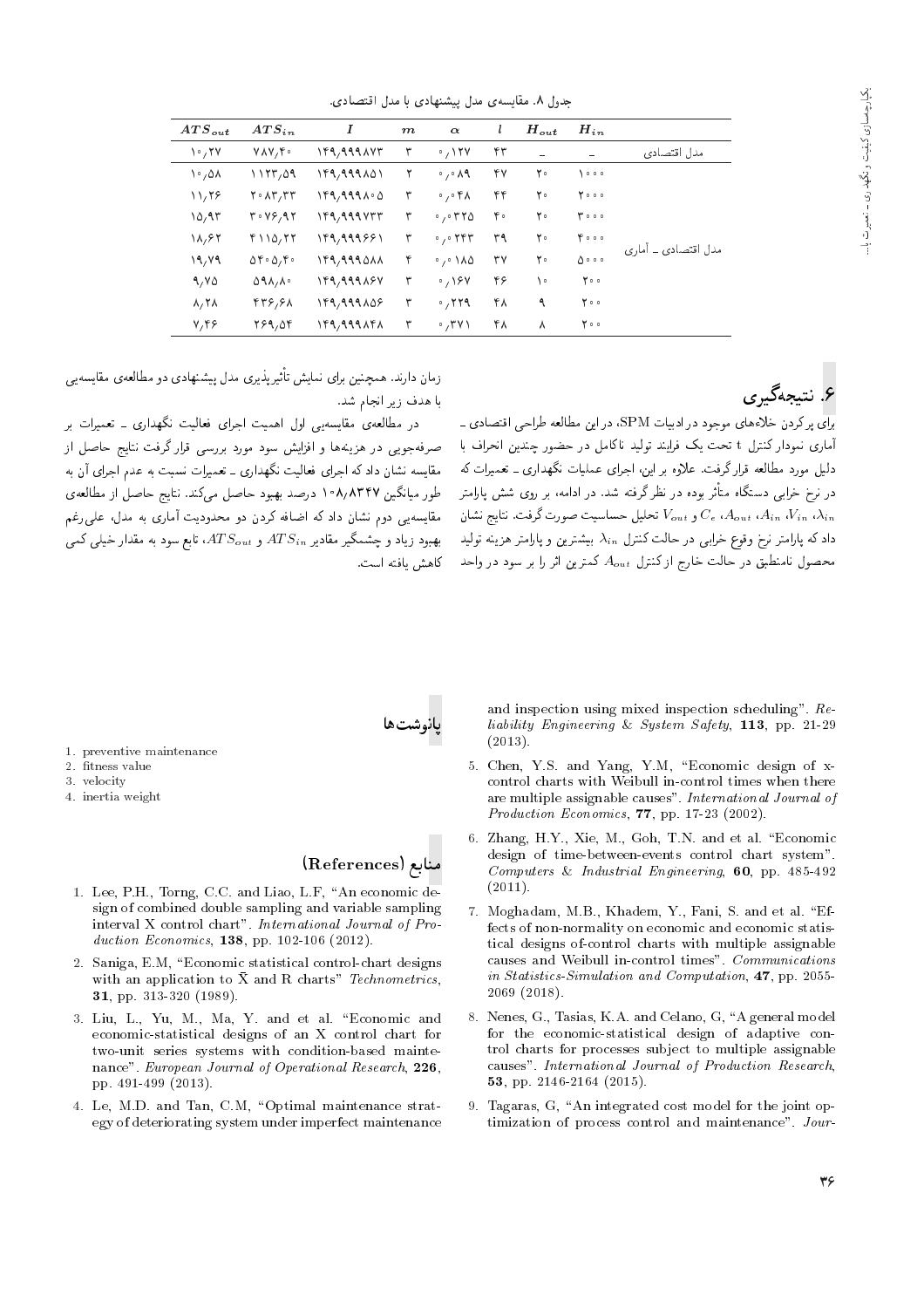جدول ۸. مقایسه‌ی مدل پیشنهادی با مدل اقتصادی.

| | $H_{in}$ | $H_{out}$ | $l$ | $\alpha$ | $m$ | $I$ | $ATS_{in}$ | $ATS_{out}$ |
|---|---|---|---|---|---|---|---|---|
| مدل اقتصادی | − | − | ۴۳ | ۰٫۱۲۷ | ۳ | ۱۴۹٫۹۹۹۸۷۳ | ۷۸۷٫۴۰ | ۱۰٫۲۷ |
| مدل اقتصادی ـ آماری | ۱۰۰۰ | ۲۰ | ۴۷ | ۰٫۰۸۹ | ۲ | ۱۴۹٫۹۹۹۸۵۱ | ۱۱۲۳٫۵۹ | ۱۰٫۵۸ |
| | ۲۰۰۰ | ۲۰ | ۴۴ | ۰٫۰۴۸ | ۳ | ۱۴۹٫۹۹۹۸۰۵ | ۲۰۸۳٫۳۳ | ۱۱٫۲۶ |
| | ۳۰۰۰ | ۲۰ | ۴۰ | ۰٫۰۳۲۵ | ۳ | ۱۴۹٫۹۹۹۷۳۳ | ۳۰۷۶٫۹۲ | ۱۵٫۹۳ |
| | ۴۰۰۰ | ۲۰ | ۳۹ | ۰٫۰۲۴۳ | ۳ | ۱۴۹٫۹۹۹۶۶۱ | ۴۱۱۵٫۲۲ | ۱۸٫۶۲ |
| | ۵۰۰۰ | ۲۰ | ۳۷ | ۰٫۰۱۸۵ | ۴ | ۱۴۹٫۹۹۹۵۸۸ | ۵۴۰۵٫۴۰ | ۱۹٫۷۹ |
| | ۲۰۰ | ۱۰ | ۴۶ | ۰٫۱۶۷ | ۳ | ۱۴۹٫۹۹۹۸۶۷ | ۵۹۸٫۸۰ | ۹٫۷۵ |
| | ۲۰۰ | ۹ | ۴۸ | ۰٫۲۲۹ | ۳ | ۱۴۹٫۹۹۹۸۵۶ | ۴۳۶٫۶۸ | ۸٫۲۸ |
| | ۲۰۰ | ۸ | ۴۸ | ۰٫۳۷۱ | ۳ | ۱۴۹٫۹۹۹۸۴۸ | ۲۶۹٫۵۴ | ۷٫۴۶ |

## ۶. نتیجه‌گیری

برای پر کردن خلأهای موجود در ادبیات SPM، در این مطالعه طراحی اقتصادی ـ آماری نمودار کنترل t تحت یک فرایند تولید ناکامل در حضور چندین انحراف با دلیل مورد مطالعه قرار گرفت. علاوه بر این، اجرای عملیات نگهداری ـ تعمیرات که در نرخ خرابی دستگاه متأثر بوده در نظر گرفته شد. در ادامه، بر روی شش پارامتر $\lambda_{in}$، $V_{in}$، $A_{in}$، $A_{out}$، $C_e$ و $V_{out}$ تحلیل حساسیت صورت گرفت. نتایج نشان داد که پارامتر نرخ وقوع خرابی در حالت کنترل $\lambda_{in}$ بیشترین و پارامتر هزینه تولید محصول نامنطبق در حالت خارج از کنترل $A_{out}$ کمترین اثر را بر سود در واحد زمان دارند. همچنین برای نمایش تأثیرپذیری مدل پیشنهادی دو مطالعه‌ی مقایسه‌یی با هدف زیر انجام شد.

در مطالعه‌ی مقایسه‌یی اول اهمیت اجرای فعالیت نگهداری ـ تعمیرات بر صرفه‌جویی در هزینه‌ها و افزایش سود مورد بررسی قرار گرفت. نتایج حاصل از مقایسه نشان داد که اجرای فعالیت نگهداری ـ تعمیرات نسبت به عدم اجرای آن به طور میانگین ۱۰۸٫۸۳۴۷ درصد بهبود حاصل می‌کند. نتایج حاصل از مطالعه‌ی مقایسه‌یی دوم نشان داد که اضافه کردن دو محدودیت آماری به مدل، علی‌رغم بهبود زیاد و چشمگیر مقادیر $ATS_{in}$ و $ATS_{out}$، تابع سود به مقدار خیلی کمی کاهش یافته است.

## پانوشت‌ها

1. preventive maintenance
2. fitness value
3. velocity
4. inertia weight

## منابع (References)

1. Lee, P.H., Torng, C.C. and Liao, L.F, "An economic design of combined double sampling and variable sampling interval X control chart". *International Journal of Production Economics*, **138**, pp. 102-106 (2012).
2. Saniga, E.M, "Economic statistical control-chart designs with an application to X̄ and R charts" *Technometrics*, **31**, pp. 313-320 (1989).
3. Liu, L., Yu, M., Ma, Y. and et al. "Economic and economic-statistical designs of an X control chart for two-unit series systems with condition-based maintenance". *European Journal of Operational Research*, **226**, pp. 491-499 (2013).
4. Le, M.D. and Tan, C.M, "Optimal maintenance strategy of deteriorating system under imperfect maintenance and inspection using mixed inspection scheduling". *Reliability Engineering & System Safety*, **113**, pp. 21-29 (2013).
5. Chen, Y.S. and Yang, Y.M, "Economic design of x-control charts with Weibull in-control times when there are multiple assignable causes". *International Journal of Production Economics*, **77**, pp. 17-23 (2002).
6. Zhang, H.Y., Xie, M., Goh, T.N. and et al. "Economic design of time-between-events control chart system". *Computers & Industrial Engineering*, **60**, pp. 485-492 (2011).
7. Moghadam, M.B., Khadem, Y., Fani, S. and et al. "Effects of non-normality on economic and economic statistical designs of-control charts with multiple assignable causes and Weibull in-control times". *Communications in Statistics-Simulation and Computation*, **47**, pp. 2055-2069 (2018).
8. Nenes, G., Tasias, K.A. and Celano, G, "A general model for the economic-statistical design of adaptive control charts for processes subject to multiple assignable causes". *International Journal of Production Research*, **53**, pp. 2146-2164 (2015).
9. Tagaras, G, "An integrated cost model for the joint optimization of process control and maintenance". *Jour-*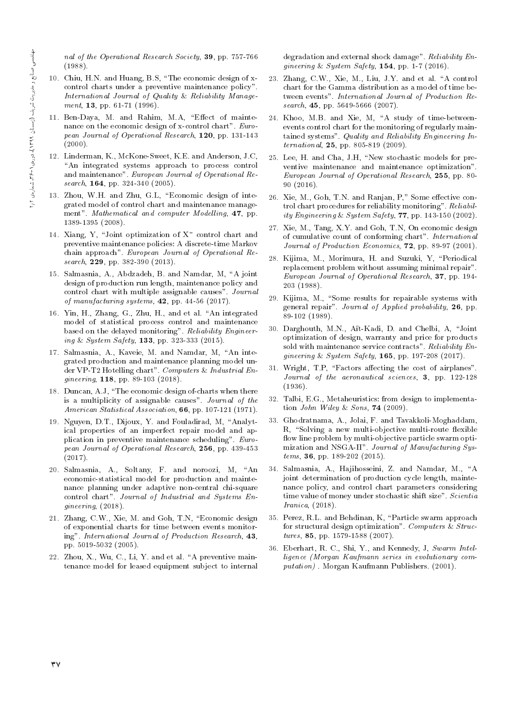*nal of the Operational Research Society*, **39**, pp. 757-766 (1988).

10. Chiu, H.N. and Huang, B.S, "The economic design of x-control charts under a preventive maintenance policy". *International Journal of Quality & Reliability Management*, **13**, pp. 61-71 (1996).

11. Ben-Daya, M. and Rahim, M.A, "Effect of maintenance on the economic design of x-control chart". *European Journal of Operational Research*, **120**, pp. 131-143 (2000).

12. Linderman, K., McKone-Sweet, K.E. and Anderson, J.C, "An integrated systems approach to process control and maintenance". *European Journal of Operational Research*, **164**, pp. 324-340 (2005).

13. Zhou, W.H. and Zhu, G.L, "Economic design of integrated model of control chart and maintenance management". *Mathematical and computer Modelling*, **47**, pp. 1389-1395 (2008).

14. Xiang, Y, "Joint optimization of X⁻ control chart and preventive maintenance policies: A discrete-time Markov chain approach". *European Journal of Operational Research*, **229**, pp. 382-390 (2013).

15. Salmasnia, A., Abdzadeh, B. and Namdar, M, "A joint design of production run length, maintenance policy and control chart with multiple assignable causes". *Journal of manufacturing systems*, **42**, pp. 44-56 (2017).

16. Yin, H., Zhang, G., Zhu, H., and et al. "An integrated model of statistical process control and maintenance based on the delayed monitoring". *Reliability Engineering & System Safety*, **133**, pp. 323-333 (2015).

17. Salmasnia, A., Kaveie, M. and Namdar, M, "An integrated production and maintenance planning model under VP-T2 Hotelling chart". *Computers & Industrial Engineering*, **118**, pp. 89-103 (2018).

18. Duncan, A.J, "The economic design of-charts when there is a multiplicity of assignable causes". *Journal of the American Statistical Association*, **66**, pp. 107-121 (1971).

19. Nguyen, D.T., Dijoux, Y. and Fouladirad, M, "Analytical properties of an imperfect repair model and application in preventive maintenance scheduling". *European Journal of Operational Research*, **256**, pp. 439-453 (2017).

20. Salmasnia, A., Soltany, F. and noroozi, M, "An economic-statistical model for production and maintenance planning under adaptive non-central chi-square control chart". *Journal of Industrial and Systems Engineering*, (2018).

21. Zhang, C.W., Xie, M. and Goh, T.N, "Economic design of exponential charts for time between events monitoring". *International Journal of Production Research*, **43**, pp. 5019-5032 (2005).

22. Zhou, X., Wu, C., Li, Y. and et al. "A preventive maintenance model for leased equipment subject to internal degradation and external shock damage". *Reliability Engineering & System Safety*, **154**, pp. 1-7 (2016).

23. Zhang, C.W., Xie, M., Liu, J.Y. and et al. "A control chart for the Gamma distribution as a model of time between events". *International Journal of Production Research*, **45**, pp. 5649-5666 (2007).

24. Khoo, M.B. and Xie, M, "A study of time-between-events control chart for the monitoring of regularly maintained systems". *Quality and Reliability Engineering International*, **25**, pp. 805-819 (2009).

25. Lee, H. and Cha, J.H, "New stochastic models for preventive maintenance and maintenance optimization". *European Journal of Operational Research*, **255**, pp. 80-90 (2016).

26. Xie, M., Goh, T.N. and Ranjan, P," Some effective control chart procedures for reliability monitoring". *Reliability Engineering & System Safety*, **77**, pp. 143-150 (2002).

27. Xie, M., Tang, X.Y. and Goh, T.N, On economic design of cumulative count of conforming chart". *International Journal of Production Economics*, **72**, pp. 89-97 (2001).

28. Kijima, M., Morimura, H. and Suzuki, Y, "Periodical replacement problem without assuming minimal repair". *European Journal of Operational Research*, **37**, pp. 194-203 (1988).

29. Kijima, M., "Some results for repairable systems with general repair". *Journal of Applied probability*, **26**, pp. 89-102 (1989).

30. Darghouth, M.N., Aït-Kadi, D. and Chelbi, A, "Joint optimization of design, warranty and price for products sold with maintenance service contracts". *Reliability Engineering & System Safety*, **165**, pp. 197-208 (2017).

31. Wright, T.P, "Factors affecting the cost of airplanes". *Journal of the aeronautical sciences*, **3**, pp. 122-128 (1936).

32. Talbi, E.G., Metaheuristics: from design to implementation *John Wiley & Sons*, **74** (2009).

33. Ghodratnama, A., Jolai, F. and Tavakkoli-Moghaddam, R, "Solving a new multi-objective multi-route flexible flow line problem by multi-objective particle swarm optimization and NSGA-II". *Journal of Manufacturing Systems*, **36**, pp. 189-202 (2015).

34. Salmasnia, A., Hajihosseini, Z. and Namdar, M., "A joint determination of production cycle length, maintenance policy, and control chart parameters considering time value of money under stochastic shift size". *Scientia Iranica*, (2018).

35. Perez, R.L. and Behdinan, K, "Particle swarm approach for structural design optimization". *Computers & Structures*, **85**, pp. 1579-1588 (2007).

36. Eberhart, R. C., Shi, Y., and Kennedy, J, *Swarm Intelligence (Morgan Kaufmann series in evolutionary computation)* . Morgan Kaufmann Publishers. (2001).